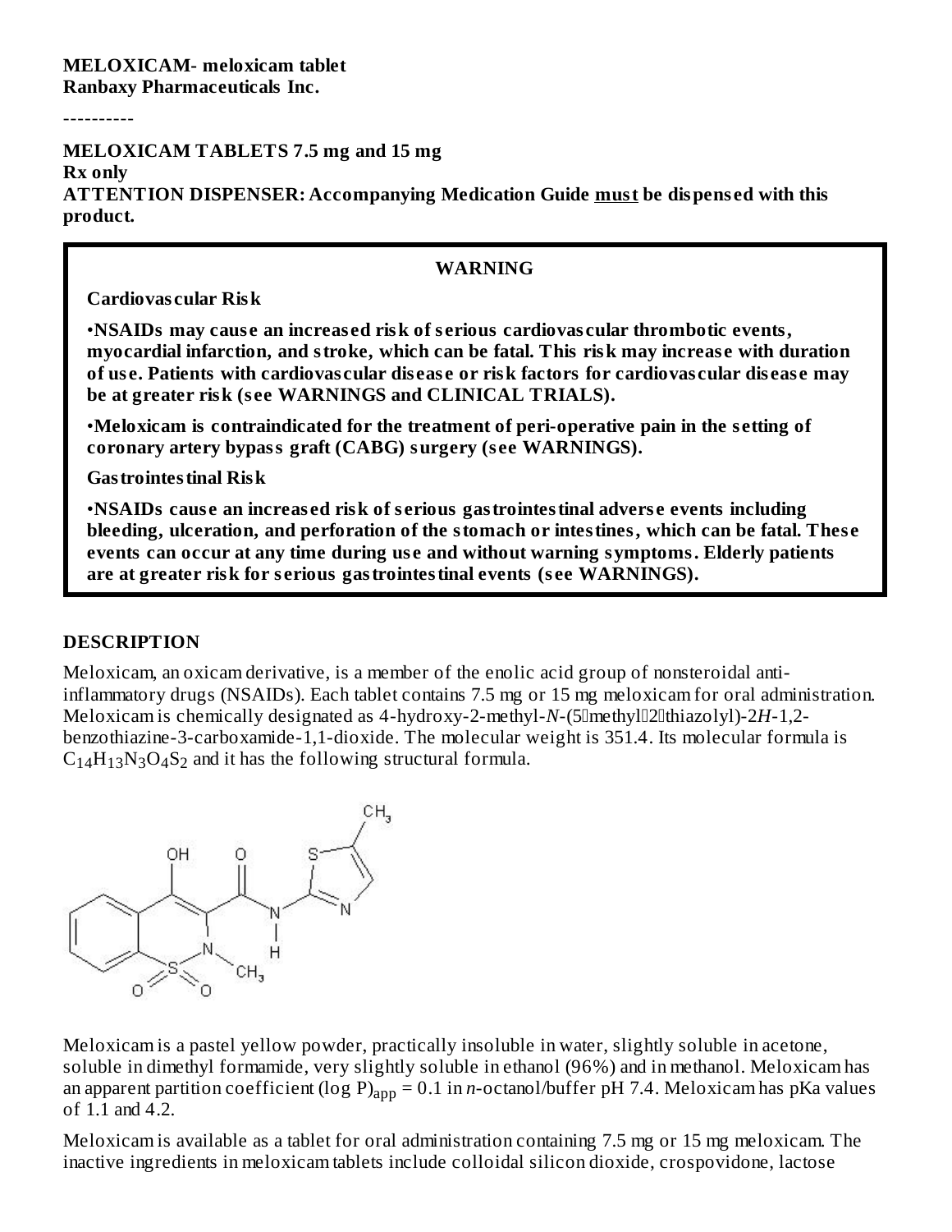**MELOXICAM- meloxicam tablet**
**Ranbaxy Pharmaceuticals Inc.**

----------

**MELOXICAM TABLETS 7.5 mg and 15 mg**
**Rx only**
**ATTENTION DISPENSER: Accompanying Medication Guide must be dispensed with this product.**

**WARNING**

**Cardiovascular Risk**

•**NSAIDs may cause an increased risk of serious cardiovascular thrombotic events, myocardial infarction, and stroke, which can be fatal. This risk may increase with duration of use. Patients with cardiovascular disease or risk factors for cardiovascular disease may be at greater risk (see WARNINGS and CLINICAL TRIALS).**

•**Meloxicam is contraindicated for the treatment of peri-operative pain in the setting of coronary artery bypass graft (CABG) surgery (see WARNINGS).**

**Gastrointestinal Risk**

•**NSAIDs cause an increased risk of serious gastrointestinal adverse events including bleeding, ulceration, and perforation of the stomach or intestines, which can be fatal. These events can occur at any time during use and without warning symptoms. Elderly patients are at greater risk for serious gastrointestinal events (see WARNINGS).**

## DESCRIPTION

Meloxicam, an oxicam derivative, is a member of the enolic acid group of nonsteroidal anti-inflammatory drugs (NSAIDs). Each tablet contains 7.5 mg or 15 mg meloxicam for oral administration. Meloxicam is chemically designated as 4-hydroxy-2-methyl-*N*-(5-methyl-2-thiazolyl)-2*H*-1,2-benzothiazine-3-carboxamide-1,1-dioxide. The molecular weight is 351.4. Its molecular formula is $C_{14}H_{13}N_3O_4S_2$ and it has the following structural formula.

Meloxicam is a pastel yellow powder, practically insoluble in water, slightly soluble in acetone, soluble in dimethyl formamide, very slightly soluble in ethanol (96%) and in methanol. Meloxicam has an apparent partition coefficient $(\log P)_{app} = 0.1$ in *n*-octanol/buffer pH 7.4. Meloxicam has pKa values of 1.1 and 4.2.

Meloxicam is available as a tablet for oral administration containing 7.5 mg or 15 mg meloxicam. The inactive ingredients in meloxicam tablets include colloidal silicon dioxide, crospovidone, lactose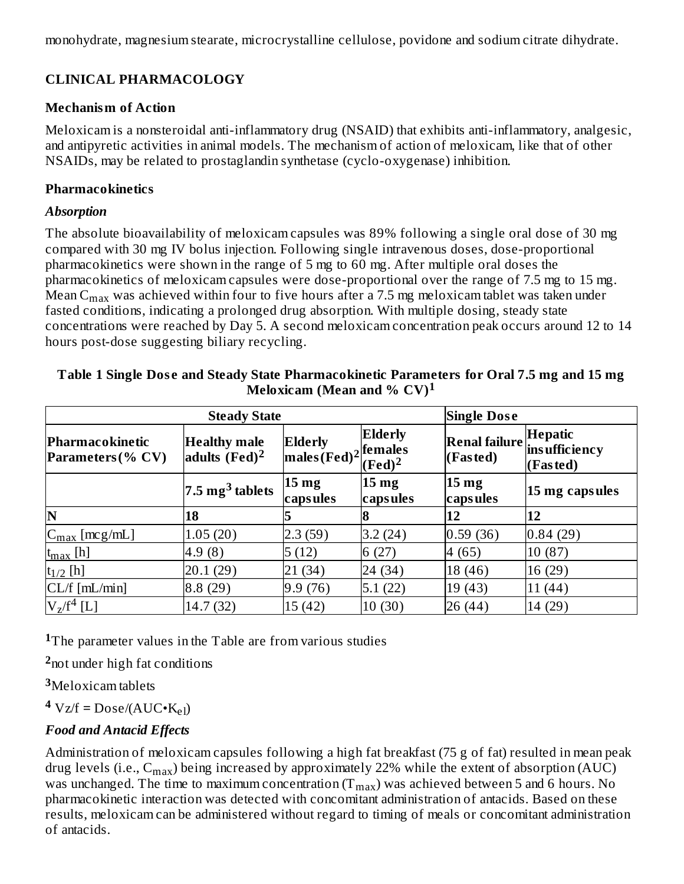monohydrate, magnesium stearate, microcrystalline cellulose, povidone and sodium citrate dihydrate.

## CLINICAL PHARMACOLOGY

### Mechanism of Action

Meloxicam is a nonsteroidal anti-inflammatory drug (NSAID) that exhibits anti-inflammatory, analgesic, and antipyretic activities in animal models. The mechanism of action of meloxicam, like that of other NSAIDs, may be related to prostaglandin synthetase (cyclo-oxygenase) inhibition.

### Pharmacokinetics

#### *Absorption*

The absolute bioavailability of meloxicam capsules was 89% following a single oral dose of 30 mg compared with 30 mg IV bolus injection. Following single intravenous doses, dose-proportional pharmacokinetics were shown in the range of 5 mg to 60 mg. After multiple oral doses the pharmacokinetics of meloxicam capsules were dose-proportional over the range of 7.5 mg to 15 mg. Mean $C_{max}$ was achieved within four to five hours after a 7.5 mg meloxicam tablet was taken under fasted conditions, indicating a prolonged drug absorption. With multiple dosing, steady state concentrations were reached by Day 5. A second meloxicam concentration peak occurs around 12 to 14 hours post-dose suggesting biliary recycling.

**Table 1 Single Dose and Steady State Pharmacokinetic Parameters for Oral 7.5 mg and 15 mg Meloxicam (Mean and % CV)[1]**

| Steady State | | | | Single Dose | |
|---|---|---|---|---|---|
| **Pharmacokinetic Parameters (% CV)** | **Healthy male adults (Fed)[2]** | **Elderly males (Fed)[2]** | **Elderly females (Fed)[2]** | **Renal failure (Fasted)** | **Hepatic insufficiency (Fasted)** |
| | **7.5 mg[3] tablets** | **15 mg capsules** | **15 mg capsules** | **15 mg capsules** | **15 mg capsules** |
| **N** | **18** | **5** | **8** | **12** | **12** |
| $C_{max}$ [mcg/mL] | 1.05 (20) | 2.3 (59) | 3.2 (24) | 0.59 (36) | 0.84 (29) |
| $t_{max}$ [h] | 4.9 (8) | 5 (12) | 6 (27) | 4 (65) | 10 (87) |
| $t_{1/2}$ [h] | 20.1 (29) | 21 (34) | 24 (34) | 18 (46) | 16 (29) |
| CL/f [mL/min] | 8.8 (29) | 9.9 (76) | 5.1 (22) | 19 (43) | 11 (44) |
| $V_z/f$[4] [L] | 14.7 (32) | 15 (42) | 10 (30) | 26 (44) | 14 (29) |

[1]The parameter values in the Table are from various studies

[2]not under high fat conditions

[3]Meloxicam tablets

[4] $V_z/f = Dose/(AUC \cdot K_{el})$

#### *Food and Antacid Effects*

Administration of meloxicam capsules following a high fat breakfast (75 g of fat) resulted in mean peak drug levels (i.e., $C_{max}$) being increased by approximately 22% while the extent of absorption (AUC) was unchanged. The time to maximum concentration ($T_{max}$) was achieved between 5 and 6 hours. No pharmacokinetic interaction was detected with concomitant administration of antacids. Based on these results, meloxicam can be administered without regard to timing of meals or concomitant administration of antacids.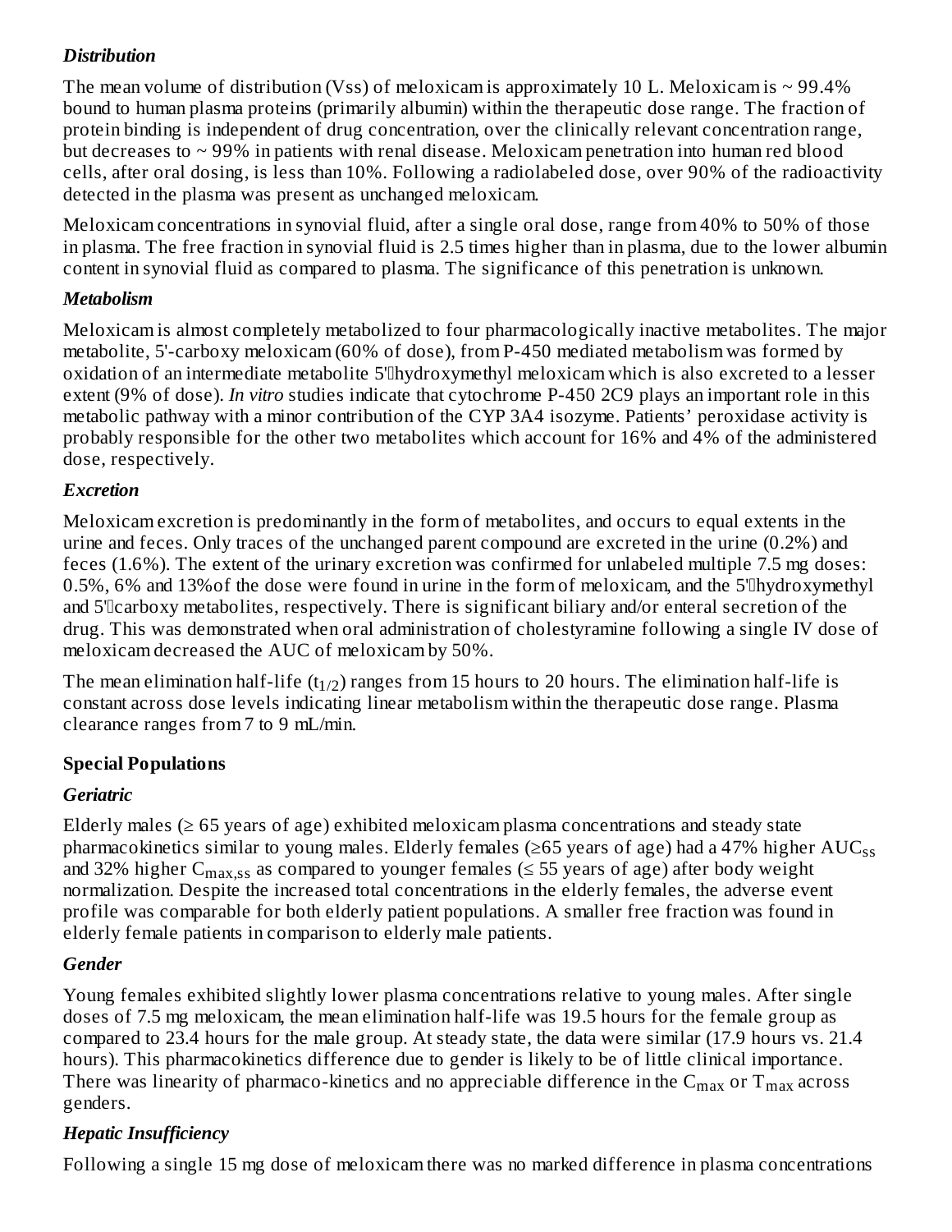### *Distribution*

The mean volume of distribution (Vss) of meloxicam is approximately 10 L. Meloxicam is ~ 99.4% bound to human plasma proteins (primarily albumin) within the therapeutic dose range. The fraction of protein binding is independent of drug concentration, over the clinically relevant concentration range, but decreases to ~ 99% in patients with renal disease. Meloxicam penetration into human red blood cells, after oral dosing, is less than 10%. Following a radiolabeled dose, over 90% of the radioactivity detected in the plasma was present as unchanged meloxicam.

Meloxicam concentrations in synovial fluid, after a single oral dose, range from 40% to 50% of those in plasma. The free fraction in synovial fluid is 2.5 times higher than in plasma, due to the lower albumin content in synovial fluid as compared to plasma. The significance of this penetration is unknown.

### *Metabolism*

Meloxicam is almost completely metabolized to four pharmacologically inactive metabolites. The major metabolite, 5'-carboxy meloxicam (60% of dose), from P-450 mediated metabolism was formed by oxidation of an intermediate metabolite 5'-hydroxymethyl meloxicam which is also excreted to a lesser extent (9% of dose). *In vitro* studies indicate that cytochrome P-450 2C9 plays an important role in this metabolic pathway with a minor contribution of the CYP 3A4 isozyme. Patients' peroxidase activity is probably responsible for the other two metabolites which account for 16% and 4% of the administered dose, respectively.

### *Excretion*

Meloxicam excretion is predominantly in the form of metabolites, and occurs to equal extents in the urine and feces. Only traces of the unchanged parent compound are excreted in the urine (0.2%) and feces (1.6%). The extent of the urinary excretion was confirmed for unlabeled multiple 7.5 mg doses: 0.5%, 6% and 13%of the dose were found in urine in the form of meloxicam, and the 5'-hydroxymethyl and 5'-carboxy metabolites, respectively. There is significant biliary and/or enteral secretion of the drug. This was demonstrated when oral administration of cholestyramine following a single IV dose of meloxicam decreased the AUC of meloxicam by 50%.

The mean elimination half-life ($t_{1/2}$) ranges from 15 hours to 20 hours. The elimination half-life is constant across dose levels indicating linear metabolism within the therapeutic dose range. Plasma clearance ranges from 7 to 9 mL/min.

## Special Populations

### *Geriatric*

Elderly males ($\geq$ 65 years of age) exhibited meloxicam plasma concentrations and steady state pharmacokinetics similar to young males. Elderly females ($\geq$65 years of age) had a 47% higher $AUC_{ss}$ and 32% higher $C_{max,ss}$ as compared to younger females ($\leq$ 55 years of age) after body weight normalization. Despite the increased total concentrations in the elderly females, the adverse event profile was comparable for both elderly patient populations. A smaller free fraction was found in elderly female patients in comparison to elderly male patients.

### *Gender*

Young females exhibited slightly lower plasma concentrations relative to young males. After single doses of 7.5 mg meloxicam, the mean elimination half-life was 19.5 hours for the female group as compared to 23.4 hours for the male group. At steady state, the data were similar (17.9 hours vs. 21.4 hours). This pharmacokinetics difference due to gender is likely to be of little clinical importance. There was linearity of pharmaco-kinetics and no appreciable difference in the $C_{max}$ or $T_{max}$ across genders.

### *Hepatic Insufficiency*

Following a single 15 mg dose of meloxicam there was no marked difference in plasma concentrations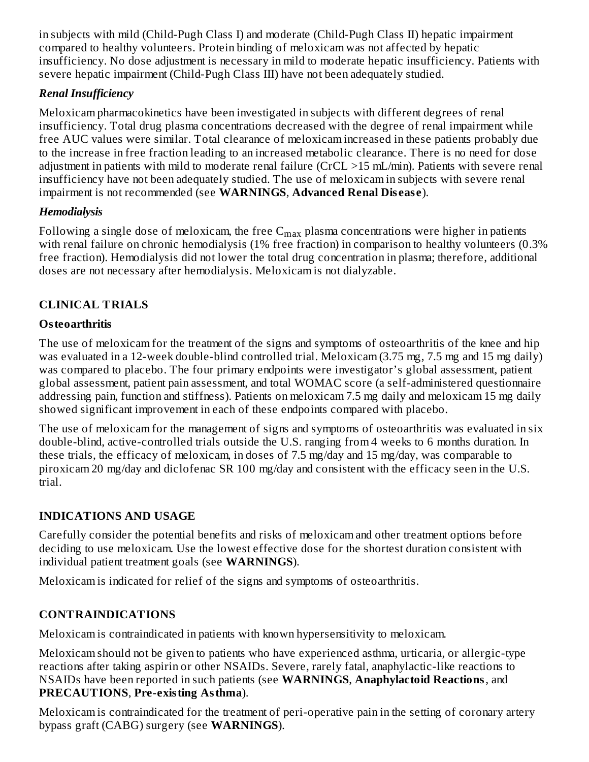in subjects with mild (Child-Pugh Class I) and moderate (Child-Pugh Class II) hepatic impairment compared to healthy volunteers. Protein binding of meloxicam was not affected by hepatic insufficiency. No dose adjustment is necessary in mild to moderate hepatic insufficiency. Patients with severe hepatic impairment (Child-Pugh Class III) have not been adequately studied.

### *Renal Insufficiency*

Meloxicam pharmacokinetics have been investigated in subjects with different degrees of renal insufficiency. Total drug plasma concentrations decreased with the degree of renal impairment while free AUC values were similar. Total clearance of meloxicam increased in these patients probably due to the increase in free fraction leading to an increased metabolic clearance. There is no need for dose adjustment in patients with mild to moderate renal failure (CrCL >15 mL/min). Patients with severe renal insufficiency have not been adequately studied. The use of meloxicam in subjects with severe renal impairment is not recommended (see **WARNINGS**, **Advanced Renal Disease**).

### *Hemodialysis*

Following a single dose of meloxicam, the free $C_{max}$ plasma concentrations were higher in patients with renal failure on chronic hemodialysis (1% free fraction) in comparison to healthy volunteers (0.3% free fraction). Hemodialysis did not lower the total drug concentration in plasma; therefore, additional doses are not necessary after hemodialysis. Meloxicam is not dialyzable.

## CLINICAL TRIALS

### Osteoarthritis

The use of meloxicam for the treatment of the signs and symptoms of osteoarthritis of the knee and hip was evaluated in a 12-week double-blind controlled trial. Meloxicam (3.75 mg, 7.5 mg and 15 mg daily) was compared to placebo. The four primary endpoints were investigator's global assessment, patient global assessment, patient pain assessment, and total WOMAC score (a self-administered questionnaire addressing pain, function and stiffness). Patients on meloxicam 7.5 mg daily and meloxicam 15 mg daily showed significant improvement in each of these endpoints compared with placebo.

The use of meloxicam for the management of signs and symptoms of osteoarthritis was evaluated in six double-blind, active-controlled trials outside the U.S. ranging from 4 weeks to 6 months duration. In these trials, the efficacy of meloxicam, in doses of 7.5 mg/day and 15 mg/day, was comparable to piroxicam 20 mg/day and diclofenac SR 100 mg/day and consistent with the efficacy seen in the U.S. trial.

## INDICATIONS AND USAGE

Carefully consider the potential benefits and risks of meloxicam and other treatment options before deciding to use meloxicam. Use the lowest effective dose for the shortest duration consistent with individual patient treatment goals (see **WARNINGS**).

Meloxicam is indicated for relief of the signs and symptoms of osteoarthritis.

## CONTRAINDICATIONS

Meloxicam is contraindicated in patients with known hypersensitivity to meloxicam.

Meloxicam should not be given to patients who have experienced asthma, urticaria, or allergic-type reactions after taking aspirin or other NSAIDs. Severe, rarely fatal, anaphylactic-like reactions to NSAIDs have been reported in such patients (see **WARNINGS**, **Anaphylactoid Reactions**, and **PRECAUTIONS**, **Pre-existing Asthma**).

Meloxicam is contraindicated for the treatment of peri-operative pain in the setting of coronary artery bypass graft (CABG) surgery (see **WARNINGS**).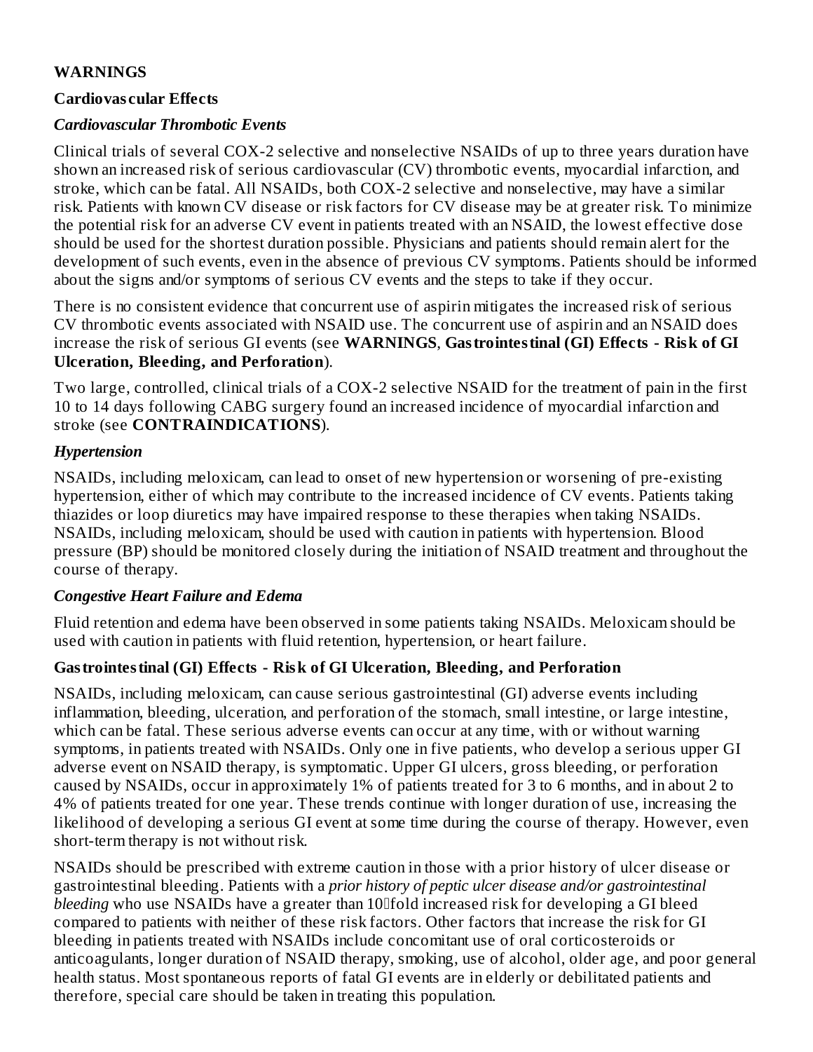## WARNINGS

### Cardiovascular Effects

#### *Cardiovascular Thrombotic Events*

Clinical trials of several COX-2 selective and nonselective NSAIDs of up to three years duration have shown an increased risk of serious cardiovascular (CV) thrombotic events, myocardial infarction, and stroke, which can be fatal. All NSAIDs, both COX-2 selective and nonselective, may have a similar risk. Patients with known CV disease or risk factors for CV disease may be at greater risk. To minimize the potential risk for an adverse CV event in patients treated with an NSAID, the lowest effective dose should be used for the shortest duration possible. Physicians and patients should remain alert for the development of such events, even in the absence of previous CV symptoms. Patients should be informed about the signs and/or symptoms of serious CV events and the steps to take if they occur.

There is no consistent evidence that concurrent use of aspirin mitigates the increased risk of serious CV thrombotic events associated with NSAID use. The concurrent use of aspirin and an NSAID does increase the risk of serious GI events (see **WARNINGS**, **Gastrointestinal (GI) Effects - Risk of GI Ulceration, Bleeding, and Perforation**).

Two large, controlled, clinical trials of a COX-2 selective NSAID for the treatment of pain in the first 10 to 14 days following CABG surgery found an increased incidence of myocardial infarction and stroke (see **CONTRAINDICATIONS**).

#### *Hypertension*

NSAIDs, including meloxicam, can lead to onset of new hypertension or worsening of pre-existing hypertension, either of which may contribute to the increased incidence of CV events. Patients taking thiazides or loop diuretics may have impaired response to these therapies when taking NSAIDs. NSAIDs, including meloxicam, should be used with caution in patients with hypertension. Blood pressure (BP) should be monitored closely during the initiation of NSAID treatment and throughout the course of therapy.

#### *Congestive Heart Failure and Edema*

Fluid retention and edema have been observed in some patients taking NSAIDs. Meloxicam should be used with caution in patients with fluid retention, hypertension, or heart failure.

### Gastrointestinal (GI) Effects - Risk of GI Ulceration, Bleeding, and Perforation

NSAIDs, including meloxicam, can cause serious gastrointestinal (GI) adverse events including inflammation, bleeding, ulceration, and perforation of the stomach, small intestine, or large intestine, which can be fatal. These serious adverse events can occur at any time, with or without warning symptoms, in patients treated with NSAIDs. Only one in five patients, who develop a serious upper GI adverse event on NSAID therapy, is symptomatic. Upper GI ulcers, gross bleeding, or perforation caused by NSAIDs, occur in approximately 1% of patients treated for 3 to 6 months, and in about 2 to 4% of patients treated for one year. These trends continue with longer duration of use, increasing the likelihood of developing a serious GI event at some time during the course of therapy. However, even short-term therapy is not without risk.

NSAIDs should be prescribed with extreme caution in those with a prior history of ulcer disease or gastrointestinal bleeding. Patients with a *prior history of peptic ulcer disease and/or gastrointestinal bleeding* who use NSAIDs have a greater than 10-fold increased risk for developing a GI bleed compared to patients with neither of these risk factors. Other factors that increase the risk for GI bleeding in patients treated with NSAIDs include concomitant use of oral corticosteroids or anticoagulants, longer duration of NSAID therapy, smoking, use of alcohol, older age, and poor general health status. Most spontaneous reports of fatal GI events are in elderly or debilitated patients and therefore, special care should be taken in treating this population.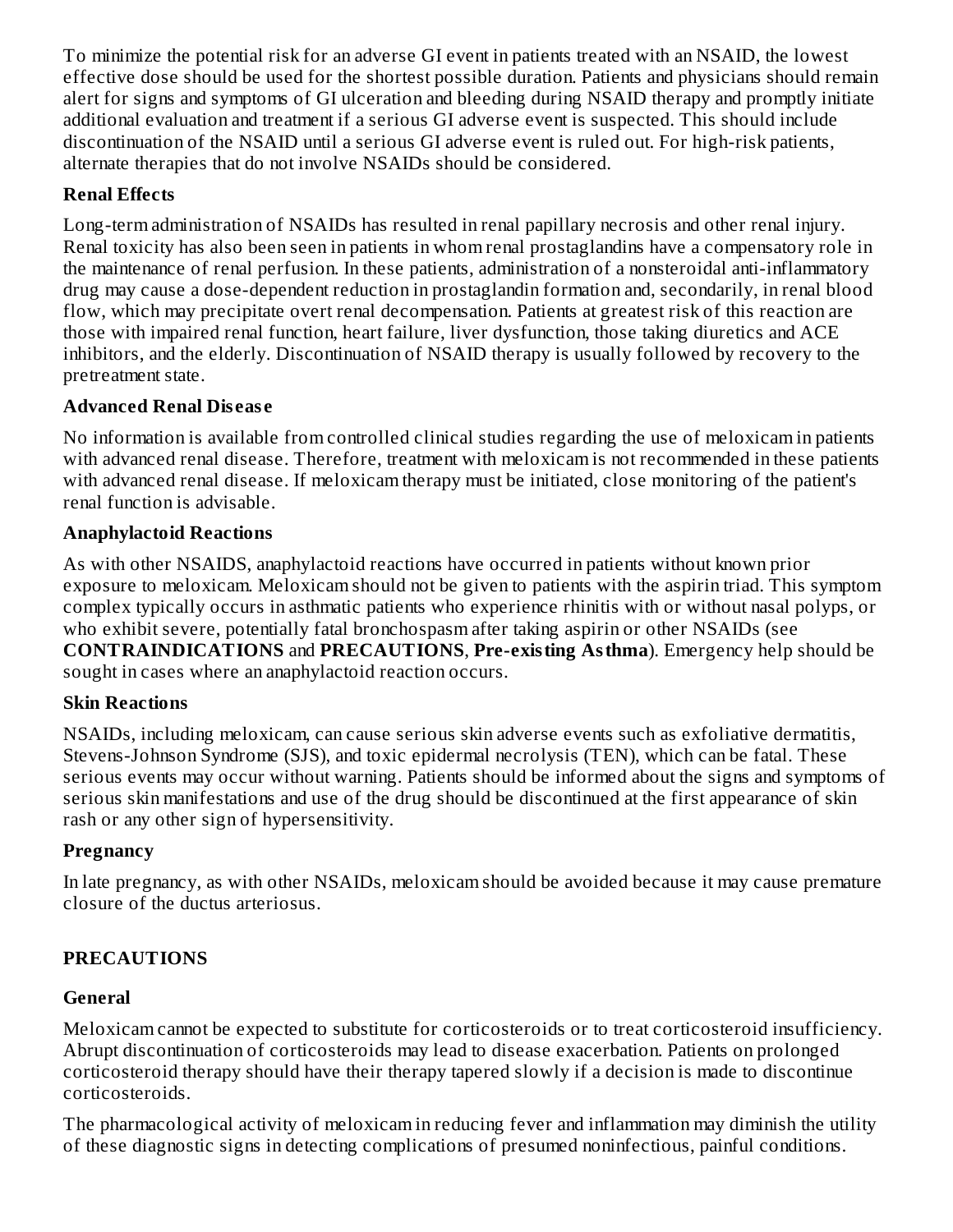To minimize the potential risk for an adverse GI event in patients treated with an NSAID, the lowest effective dose should be used for the shortest possible duration. Patients and physicians should remain alert for signs and symptoms of GI ulceration and bleeding during NSAID therapy and promptly initiate additional evaluation and treatment if a serious GI adverse event is suspected. This should include discontinuation of the NSAID until a serious GI adverse event is ruled out. For high-risk patients, alternate therapies that do not involve NSAIDs should be considered.

**Renal Effects**

Long-term administration of NSAIDs has resulted in renal papillary necrosis and other renal injury. Renal toxicity has also been seen in patients in whom renal prostaglandins have a compensatory role in the maintenance of renal perfusion. In these patients, administration of a nonsteroidal anti-inflammatory drug may cause a dose-dependent reduction in prostaglandin formation and, secondarily, in renal blood flow, which may precipitate overt renal decompensation. Patients at greatest risk of this reaction are those with impaired renal function, heart failure, liver dysfunction, those taking diuretics and ACE inhibitors, and the elderly. Discontinuation of NSAID therapy is usually followed by recovery to the pretreatment state.

**Advanced Renal Disease**

No information is available from controlled clinical studies regarding the use of meloxicam in patients with advanced renal disease. Therefore, treatment with meloxicam is not recommended in these patients with advanced renal disease. If meloxicam therapy must be initiated, close monitoring of the patient's renal function is advisable.

**Anaphylactoid Reactions**

As with other NSAIDS, anaphylactoid reactions have occurred in patients without known prior exposure to meloxicam. Meloxicam should not be given to patients with the aspirin triad. This symptom complex typically occurs in asthmatic patients who experience rhinitis with or without nasal polyps, or who exhibit severe, potentially fatal bronchospasm after taking aspirin or other NSAIDs (see **CONTRAINDICATIONS** and **PRECAUTIONS**, **Pre-existing Asthma**). Emergency help should be sought in cases where an anaphylactoid reaction occurs.

**Skin Reactions**

NSAIDs, including meloxicam, can cause serious skin adverse events such as exfoliative dermatitis, Stevens-Johnson Syndrome (SJS), and toxic epidermal necrolysis (TEN), which can be fatal. These serious events may occur without warning. Patients should be informed about the signs and symptoms of serious skin manifestations and use of the drug should be discontinued at the first appearance of skin rash or any other sign of hypersensitivity.

**Pregnancy**

In late pregnancy, as with other NSAIDs, meloxicam should be avoided because it may cause premature closure of the ductus arteriosus.

## PRECAUTIONS

**General**

Meloxicam cannot be expected to substitute for corticosteroids or to treat corticosteroid insufficiency. Abrupt discontinuation of corticosteroids may lead to disease exacerbation. Patients on prolonged corticosteroid therapy should have their therapy tapered slowly if a decision is made to discontinue corticosteroids.

The pharmacological activity of meloxicam in reducing fever and inflammation may diminish the utility of these diagnostic signs in detecting complications of presumed noninfectious, painful conditions.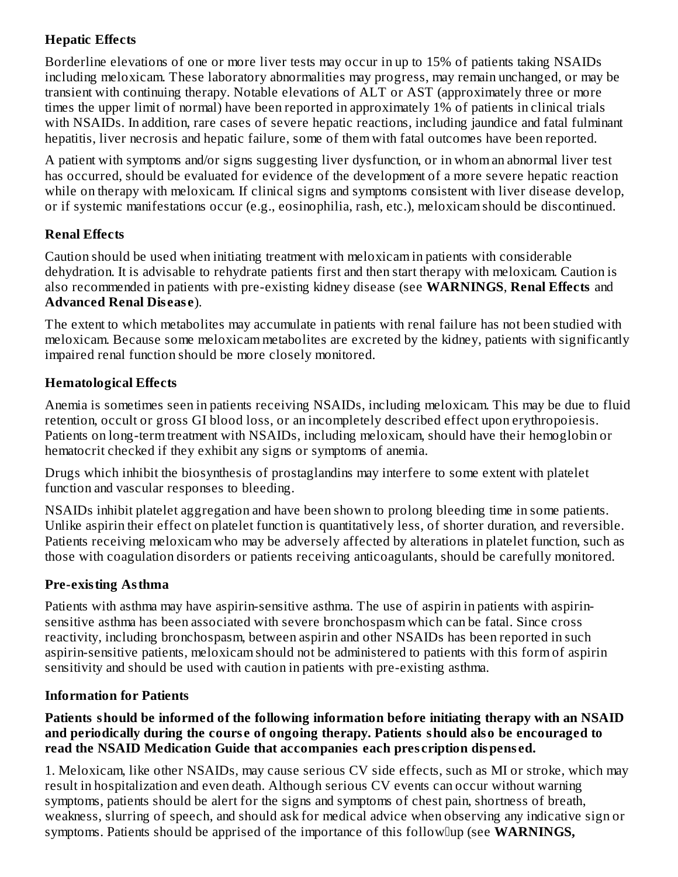### Hepatic Effects

Borderline elevations of one or more liver tests may occur in up to 15% of patients taking NSAIDs including meloxicam. These laboratory abnormalities may progress, may remain unchanged, or may be transient with continuing therapy. Notable elevations of ALT or AST (approximately three or more times the upper limit of normal) have been reported in approximately 1% of patients in clinical trials with NSAIDs. In addition, rare cases of severe hepatic reactions, including jaundice and fatal fulminant hepatitis, liver necrosis and hepatic failure, some of them with fatal outcomes have been reported.

A patient with symptoms and/or signs suggesting liver dysfunction, or in whom an abnormal liver test has occurred, should be evaluated for evidence of the development of a more severe hepatic reaction while on therapy with meloxicam. If clinical signs and symptoms consistent with liver disease develop, or if systemic manifestations occur (e.g., eosinophilia, rash, etc.), meloxicam should be discontinued.

### Renal Effects

Caution should be used when initiating treatment with meloxicam in patients with considerable dehydration. It is advisable to rehydrate patients first and then start therapy with meloxicam. Caution is also recommended in patients with pre-existing kidney disease (see **WARNINGS**, **Renal Effects** and **Advanced Renal Disease**).

The extent to which metabolites may accumulate in patients with renal failure has not been studied with meloxicam. Because some meloxicam metabolites are excreted by the kidney, patients with significantly impaired renal function should be more closely monitored.

### Hematological Effects

Anemia is sometimes seen in patients receiving NSAIDs, including meloxicam. This may be due to fluid retention, occult or gross GI blood loss, or an incompletely described effect upon erythropoiesis. Patients on long-term treatment with NSAIDs, including meloxicam, should have their hemoglobin or hematocrit checked if they exhibit any signs or symptoms of anemia.

Drugs which inhibit the biosynthesis of prostaglandins may interfere to some extent with platelet function and vascular responses to bleeding.

NSAIDs inhibit platelet aggregation and have been shown to prolong bleeding time in some patients. Unlike aspirin their effect on platelet function is quantitatively less, of shorter duration, and reversible. Patients receiving meloxicam who may be adversely affected by alterations in platelet function, such as those with coagulation disorders or patients receiving anticoagulants, should be carefully monitored.

### Pre-existing Asthma

Patients with asthma may have aspirin-sensitive asthma. The use of aspirin in patients with aspirin-sensitive asthma has been associated with severe bronchospasm which can be fatal. Since cross reactivity, including bronchospasm, between aspirin and other NSAIDs has been reported in such aspirin-sensitive patients, meloxicam should not be administered to patients with this form of aspirin sensitivity and should be used with caution in patients with pre-existing asthma.

### Information for Patients

**Patients should be informed of the following information before initiating therapy with an NSAID and periodically during the course of ongoing therapy. Patients should also be encouraged to read the NSAID Medication Guide that accompanies each prescription dispensed.**

1. Meloxicam, like other NSAIDs, may cause serious CV side effects, such as MI or stroke, which may result in hospitalization and even death. Although serious CV events can occur without warning symptoms, patients should be alert for the signs and symptoms of chest pain, shortness of breath, weakness, slurring of speech, and should ask for medical advice when observing any indicative sign or symptoms. Patients should be apprised of the importance of this follow-up (see **WARNINGS,**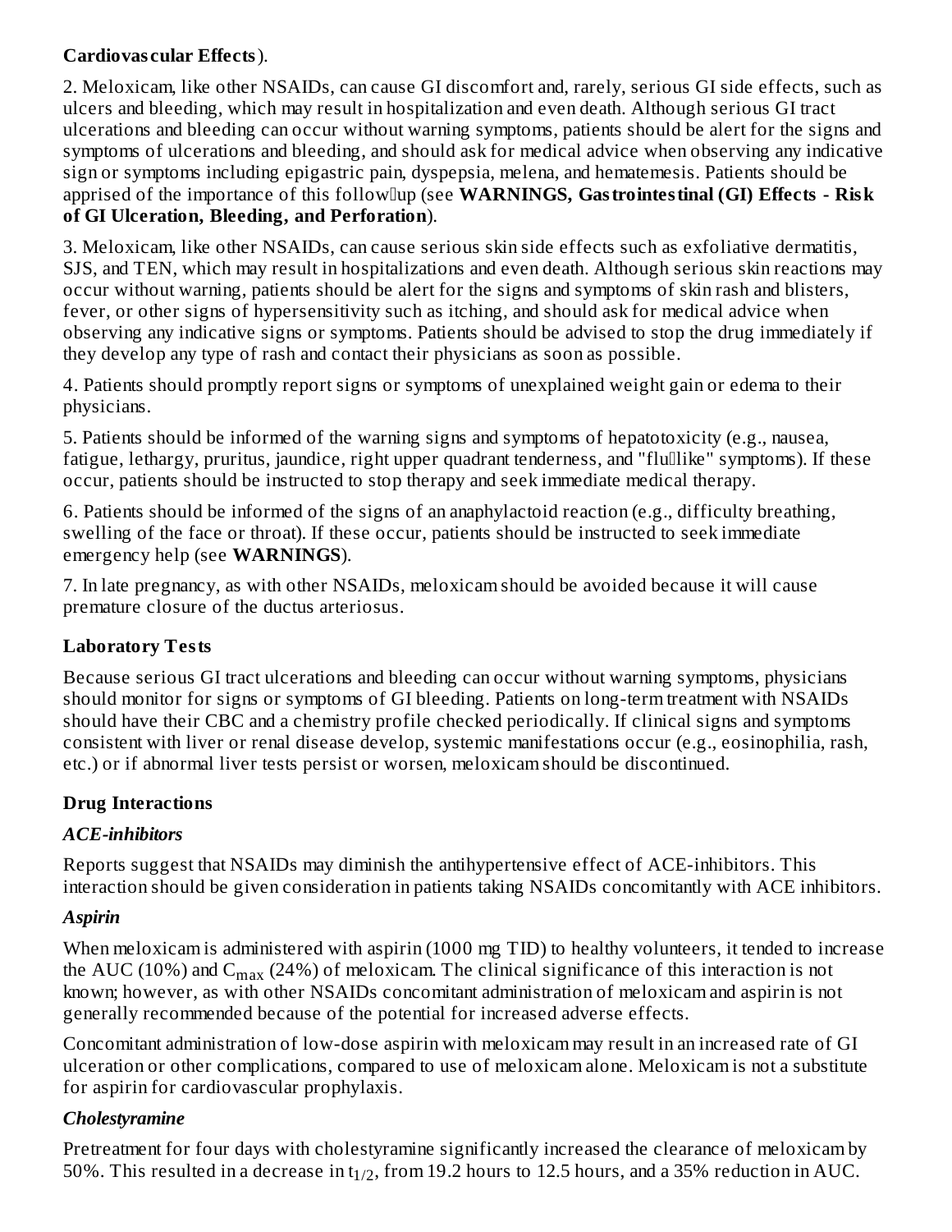**Cardiovascular Effects**).

2. Meloxicam, like other NSAIDs, can cause GI discomfort and, rarely, serious GI side effects, such as ulcers and bleeding, which may result in hospitalization and even death. Although serious GI tract ulcerations and bleeding can occur without warning symptoms, patients should be alert for the signs and symptoms of ulcerations and bleeding, and should ask for medical advice when observing any indicative sign or symptoms including epigastric pain, dyspepsia, melena, and hematemesis. Patients should be apprised of the importance of this follow-up (see **WARNINGS, Gastrointestinal (GI) Effects - Risk of GI Ulceration, Bleeding, and Perforation**).

3. Meloxicam, like other NSAIDs, can cause serious skin side effects such as exfoliative dermatitis, SJS, and TEN, which may result in hospitalizations and even death. Although serious skin reactions may occur without warning, patients should be alert for the signs and symptoms of skin rash and blisters, fever, or other signs of hypersensitivity such as itching, and should ask for medical advice when observing any indicative signs or symptoms. Patients should be advised to stop the drug immediately if they develop any type of rash and contact their physicians as soon as possible.

4. Patients should promptly report signs or symptoms of unexplained weight gain or edema to their physicians.

5. Patients should be informed of the warning signs and symptoms of hepatotoxicity (e.g., nausea, fatigue, lethargy, pruritus, jaundice, right upper quadrant tenderness, and "flu-like" symptoms). If these occur, patients should be instructed to stop therapy and seek immediate medical therapy.

6. Patients should be informed of the signs of an anaphylactoid reaction (e.g., difficulty breathing, swelling of the face or throat). If these occur, patients should be instructed to seek immediate emergency help (see **WARNINGS**).

7. In late pregnancy, as with other NSAIDs, meloxicam should be avoided because it will cause premature closure of the ductus arteriosus.

## Laboratory Tests

Because serious GI tract ulcerations and bleeding can occur without warning symptoms, physicians should monitor for signs or symptoms of GI bleeding. Patients on long-term treatment with NSAIDs should have their CBC and a chemistry profile checked periodically. If clinical signs and symptoms consistent with liver or renal disease develop, systemic manifestations occur (e.g., eosinophilia, rash, etc.) or if abnormal liver tests persist or worsen, meloxicam should be discontinued.

## Drug Interactions

### *ACE-inhibitors*

Reports suggest that NSAIDs may diminish the antihypertensive effect of ACE-inhibitors. This interaction should be given consideration in patients taking NSAIDs concomitantly with ACE inhibitors.

### *Aspirin*

When meloxicam is administered with aspirin (1000 mg TID) to healthy volunteers, it tended to increase the AUC (10%) and $C_{max}$ (24%) of meloxicam. The clinical significance of this interaction is not known; however, as with other NSAIDs concomitant administration of meloxicam and aspirin is not generally recommended because of the potential for increased adverse effects.

Concomitant administration of low-dose aspirin with meloxicam may result in an increased rate of GI ulceration or other complications, compared to use of meloxicam alone. Meloxicam is not a substitute for aspirin for cardiovascular prophylaxis.

### *Cholestyramine*

Pretreatment for four days with cholestyramine significantly increased the clearance of meloxicam by 50%. This resulted in a decrease in $t_{1/2}$, from 19.2 hours to 12.5 hours, and a 35% reduction in AUC.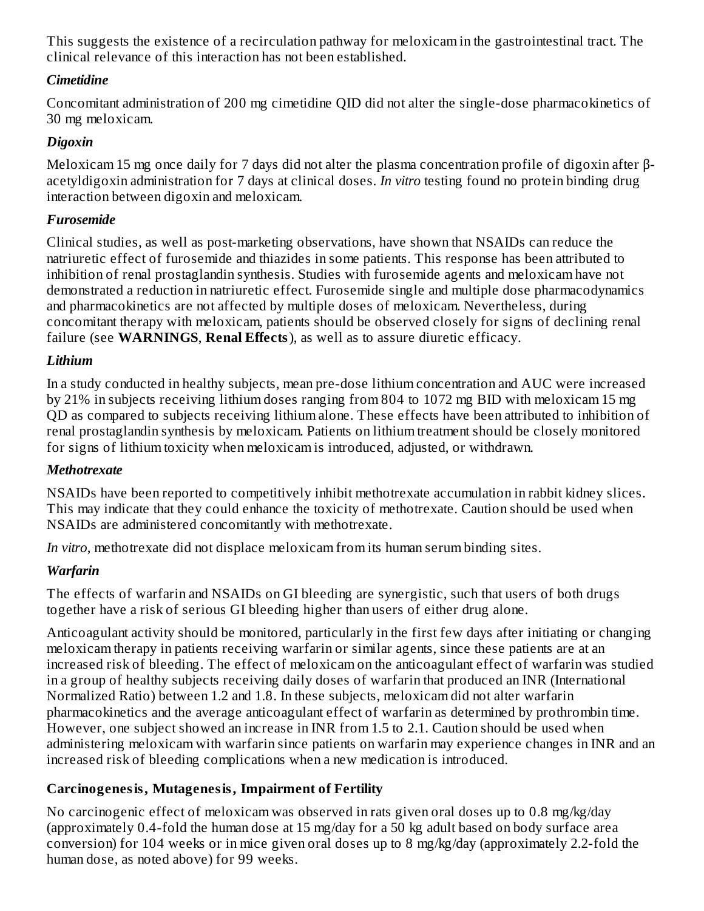This suggests the existence of a recirculation pathway for meloxicam in the gastrointestinal tract. The clinical relevance of this interaction has not been established.

### *Cimetidine*

Concomitant administration of 200 mg cimetidine QID did not alter the single-dose pharmacokinetics of 30 mg meloxicam.

### *Digoxin*

Meloxicam 15 mg once daily for 7 days did not alter the plasma concentration profile of digoxin after β-acetyldigoxin administration for 7 days at clinical doses. *In vitro* testing found no protein binding drug interaction between digoxin and meloxicam.

### *Furosemide*

Clinical studies, as well as post-marketing observations, have shown that NSAIDs can reduce the natriuretic effect of furosemide and thiazides in some patients. This response has been attributed to inhibition of renal prostaglandin synthesis. Studies with furosemide agents and meloxicam have not demonstrated a reduction in natriuretic effect. Furosemide single and multiple dose pharmacodynamics and pharmacokinetics are not affected by multiple doses of meloxicam. Nevertheless, during concomitant therapy with meloxicam, patients should be observed closely for signs of declining renal failure (see **WARNINGS**, **Renal Effects**), as well as to assure diuretic efficacy.

### *Lithium*

In a study conducted in healthy subjects, mean pre-dose lithium concentration and AUC were increased by 21% in subjects receiving lithium doses ranging from 804 to 1072 mg BID with meloxicam 15 mg QD as compared to subjects receiving lithium alone. These effects have been attributed to inhibition of renal prostaglandin synthesis by meloxicam. Patients on lithium treatment should be closely monitored for signs of lithium toxicity when meloxicam is introduced, adjusted, or withdrawn.

### *Methotrexate*

NSAIDs have been reported to competitively inhibit methotrexate accumulation in rabbit kidney slices. This may indicate that they could enhance the toxicity of methotrexate. Caution should be used when NSAIDs are administered concomitantly with methotrexate.

*In vitro*, methotrexate did not displace meloxicam from its human serum binding sites.

### *Warfarin*

The effects of warfarin and NSAIDs on GI bleeding are synergistic, such that users of both drugs together have a risk of serious GI bleeding higher than users of either drug alone.

Anticoagulant activity should be monitored, particularly in the first few days after initiating or changing meloxicam therapy in patients receiving warfarin or similar agents, since these patients are at an increased risk of bleeding. The effect of meloxicam on the anticoagulant effect of warfarin was studied in a group of healthy subjects receiving daily doses of warfarin that produced an INR (International Normalized Ratio) between 1.2 and 1.8. In these subjects, meloxicam did not alter warfarin pharmacokinetics and the average anticoagulant effect of warfarin as determined by prothrombin time. However, one subject showed an increase in INR from 1.5 to 2.1. Caution should be used when administering meloxicam with warfarin since patients on warfarin may experience changes in INR and an increased risk of bleeding complications when a new medication is introduced.

## Carcinogenesis, Mutagenesis, Impairment of Fertility

No carcinogenic effect of meloxicam was observed in rats given oral doses up to 0.8 mg/kg/day (approximately 0.4-fold the human dose at 15 mg/day for a 50 kg adult based on body surface area conversion) for 104 weeks or in mice given oral doses up to 8 mg/kg/day (approximately 2.2-fold the human dose, as noted above) for 99 weeks.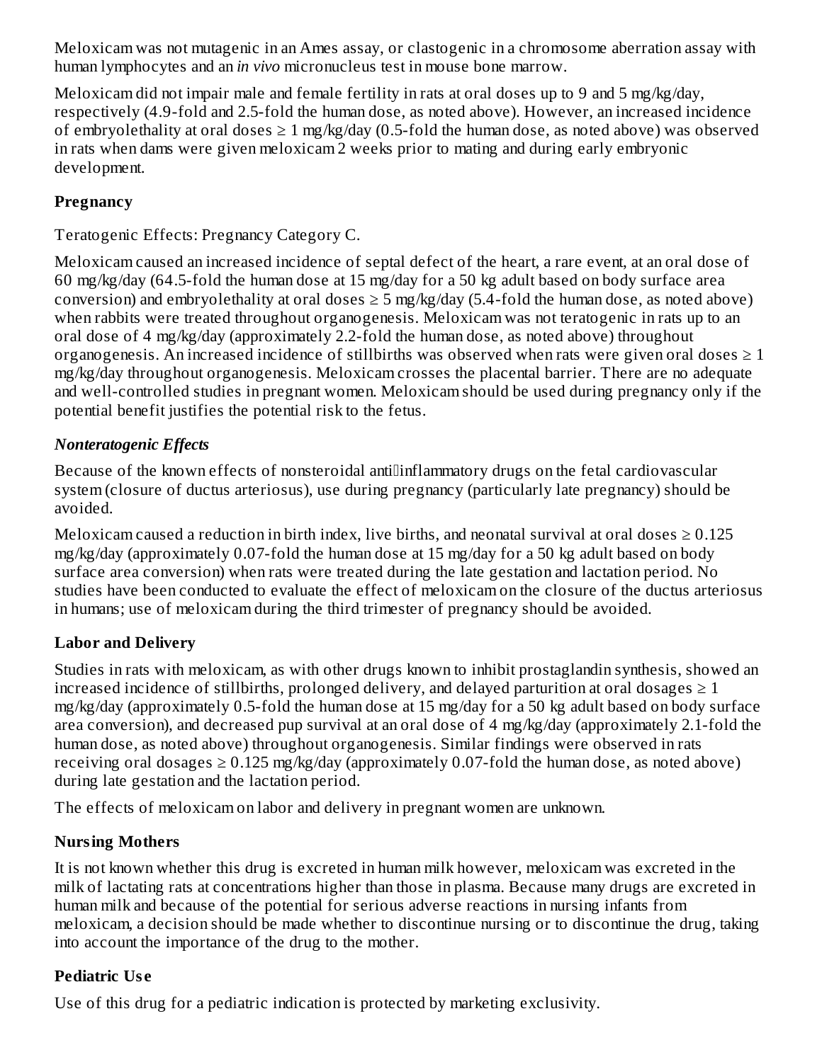Meloxicam was not mutagenic in an Ames assay, or clastogenic in a chromosome aberration assay with human lymphocytes and an *in vivo* micronucleus test in mouse bone marrow.

Meloxicam did not impair male and female fertility in rats at oral doses up to 9 and 5 mg/kg/day, respectively (4.9-fold and 2.5-fold the human dose, as noted above). However, an increased incidence of embryolethality at oral doses ≥ 1 mg/kg/day (0.5-fold the human dose, as noted above) was observed in rats when dams were given meloxicam 2 weeks prior to mating and during early embryonic development.

## Pregnancy

Teratogenic Effects: Pregnancy Category C.

Meloxicam caused an increased incidence of septal defect of the heart, a rare event, at an oral dose of 60 mg/kg/day (64.5-fold the human dose at 15 mg/day for a 50 kg adult based on body surface area conversion) and embryolethality at oral doses ≥ 5 mg/kg/day (5.4-fold the human dose, as noted above) when rabbits were treated throughout organogenesis. Meloxicam was not teratogenic in rats up to an oral dose of 4 mg/kg/day (approximately 2.2-fold the human dose, as noted above) throughout organogenesis. An increased incidence of stillbirths was observed when rats were given oral doses ≥ 1 mg/kg/day throughout organogenesis. Meloxicam crosses the placental barrier. There are no adequate and well-controlled studies in pregnant women. Meloxicam should be used during pregnancy only if the potential benefit justifies the potential risk to the fetus.

### *Nonteratogenic Effects*

Because of the known effects of nonsteroidal anti-inflammatory drugs on the fetal cardiovascular system (closure of ductus arteriosus), use during pregnancy (particularly late pregnancy) should be avoided.

Meloxicam caused a reduction in birth index, live births, and neonatal survival at oral doses ≥ 0.125 mg/kg/day (approximately 0.07-fold the human dose at 15 mg/day for a 50 kg adult based on body surface area conversion) when rats were treated during the late gestation and lactation period. No studies have been conducted to evaluate the effect of meloxicam on the closure of the ductus arteriosus in humans; use of meloxicam during the third trimester of pregnancy should be avoided.

## Labor and Delivery

Studies in rats with meloxicam, as with other drugs known to inhibit prostaglandin synthesis, showed an increased incidence of stillbirths, prolonged delivery, and delayed parturition at oral dosages ≥ 1 mg/kg/day (approximately 0.5-fold the human dose at 15 mg/day for a 50 kg adult based on body surface area conversion), and decreased pup survival at an oral dose of 4 mg/kg/day (approximately 2.1-fold the human dose, as noted above) throughout organogenesis. Similar findings were observed in rats receiving oral dosages ≥ 0.125 mg/kg/day (approximately 0.07-fold the human dose, as noted above) during late gestation and the lactation period.

The effects of meloxicam on labor and delivery in pregnant women are unknown.

## Nursing Mothers

It is not known whether this drug is excreted in human milk however, meloxicam was excreted in the milk of lactating rats at concentrations higher than those in plasma. Because many drugs are excreted in human milk and because of the potential for serious adverse reactions in nursing infants from meloxicam, a decision should be made whether to discontinue nursing or to discontinue the drug, taking into account the importance of the drug to the mother.

## Pediatric Use

Use of this drug for a pediatric indication is protected by marketing exclusivity.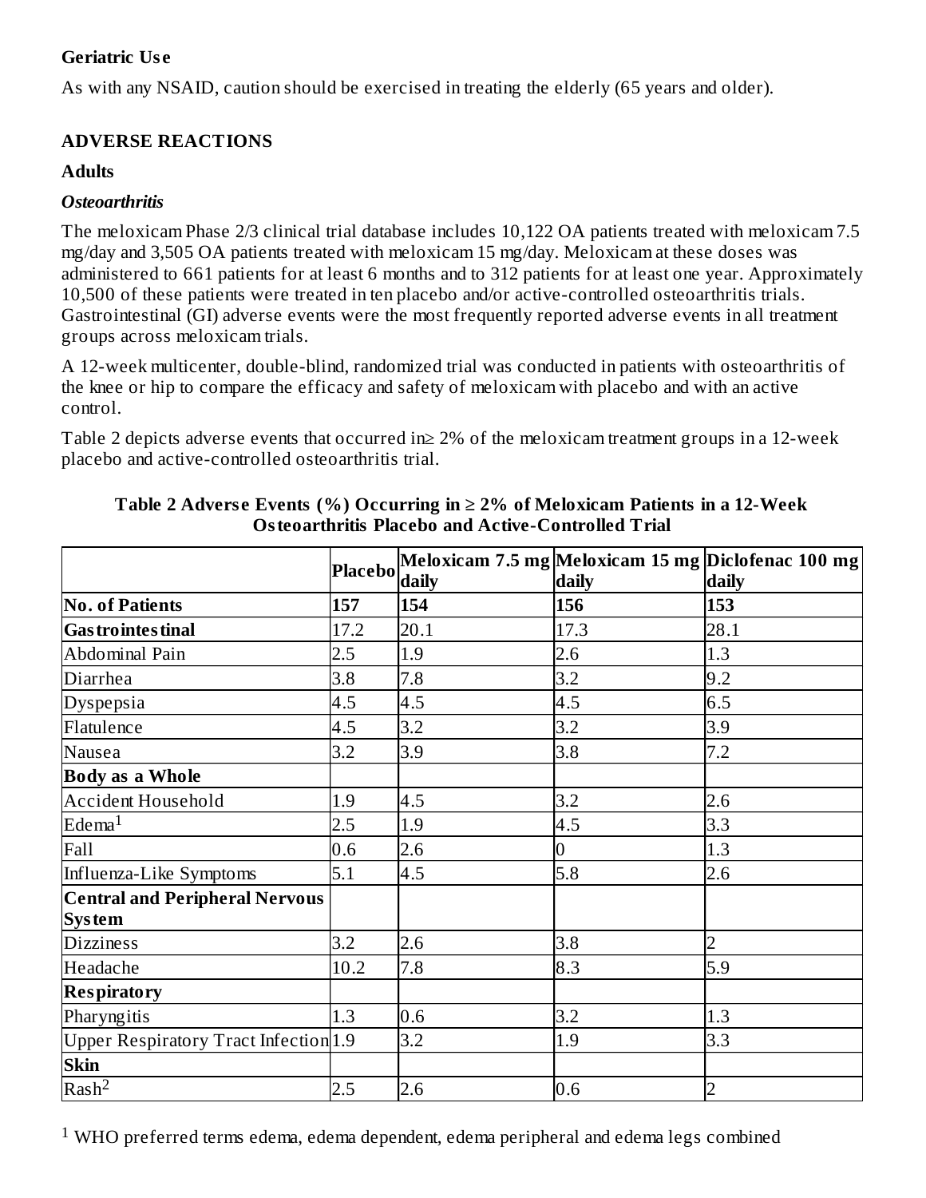### Geriatric Use

As with any NSAID, caution should be exercised in treating the elderly (65 years and older).

## ADVERSE REACTIONS

### Adults

#### *Osteoarthritis*

The meloxicam Phase 2/3 clinical trial database includes 10,122 OA patients treated with meloxicam 7.5 mg/day and 3,505 OA patients treated with meloxicam 15 mg/day. Meloxicam at these doses was administered to 661 patients for at least 6 months and to 312 patients for at least one year. Approximately 10,500 of these patients were treated in ten placebo and/or active-controlled osteoarthritis trials. Gastrointestinal (GI) adverse events were the most frequently reported adverse events in all treatment groups across meloxicam trials.

A 12-week multicenter, double-blind, randomized trial was conducted in patients with osteoarthritis of the knee or hip to compare the efficacy and safety of meloxicam with placebo and with an active control.

Table 2 depicts adverse events that occurred in≥ 2% of the meloxicam treatment groups in a 12-week placebo and active-controlled osteoarthritis trial.

**Table 2 Adverse Events (%) Occurring in ≥ 2% of Meloxicam Patients in a 12-Week Osteoarthritis Placebo and Active-Controlled Trial**

| | Placebo | Meloxicam 7.5 mg daily | Meloxicam 15 mg daily | Diclofenac 100 mg daily |
|---|---|---|---|---|
| **No. of Patients** | **157** | **154** | **156** | **153** |
| **Gastrointestinal** | 17.2 | 20.1 | 17.3 | 28.1 |
| Abdominal Pain | 2.5 | 1.9 | 2.6 | 1.3 |
| Diarrhea | 3.8 | 7.8 | 3.2 | 9.2 |
| Dyspepsia | 4.5 | 4.5 | 4.5 | 6.5 |
| Flatulence | 4.5 | 3.2 | 3.2 | 3.9 |
| Nausea | 3.2 | 3.9 | 3.8 | 7.2 |
| **Body as a Whole** | | | | |
| Accident Household | 1.9 | 4.5 | 3.2 | 2.6 |
| Edema[1] | 2.5 | 1.9 | 4.5 | 3.3 |
| Fall | 0.6 | 2.6 | 0 | 1.3 |
| Influenza-Like Symptoms | 5.1 | 4.5 | 5.8 | 2.6 |
| **Central and Peripheral Nervous System** | | | | |
| Dizziness | 3.2 | 2.6 | 3.8 | 2 |
| Headache | 10.2 | 7.8 | 8.3 | 5.9 |
| **Respiratory** | | | | |
| Pharyngitis | 1.3 | 0.6 | 3.2 | 1.3 |
| Upper Respiratory Tract Infection | 1.9 | 3.2 | 1.9 | 3.3 |
| **Skin** | | | | |
| Rash[2] | 2.5 | 2.6 | 0.6 | 2 |

[1] WHO preferred terms edema, edema dependent, edema peripheral and edema legs combined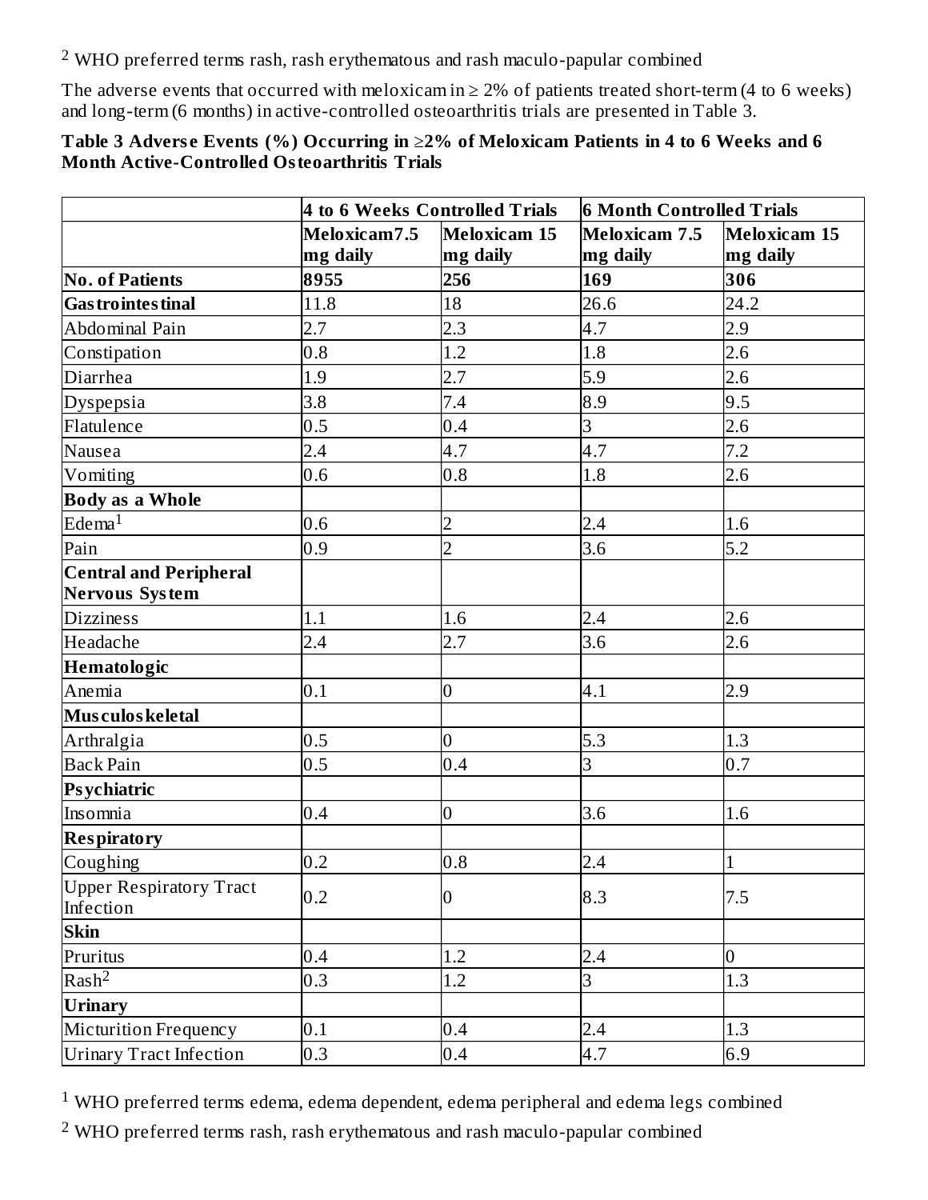[2] WHO preferred terms rash, rash erythematous and rash maculo-papular combined

The adverse events that occurred with meloxicam in ≥ 2% of patients treated short-term (4 to 6 weeks) and long-term (6 months) in active-controlled osteoarthritis trials are presented in Table 3.

**Table 3 Adverse Events (%) Occurring in ≥2% of Meloxicam Patients in 4 to 6 Weeks and 6 Month Active-Controlled Osteoarthritis Trials**

| | **4 to 6 Weeks Controlled Trials** | | **6 Month Controlled Trials** | |
|---|---|---|---|---|
| | **Meloxicam7.5 mg daily** | **Meloxicam 15 mg daily** | **Meloxicam 7.5 mg daily** | **Meloxicam 15 mg daily** |
| **No. of Patients** | **8955** | **256** | **169** | **306** |
| **Gastrointestinal** | 11.8 | 18 | 26.6 | 24.2 |
| Abdominal Pain | 2.7 | 2.3 | 4.7 | 2.9 |
| Constipation | 0.8 | 1.2 | 1.8 | 2.6 |
| Diarrhea | 1.9 | 2.7 | 5.9 | 2.6 |
| Dyspepsia | 3.8 | 7.4 | 8.9 | 9.5 |
| Flatulence | 0.5 | 0.4 | 3 | 2.6 |
| Nausea | 2.4 | 4.7 | 4.7 | 7.2 |
| Vomiting | 0.6 | 0.8 | 1.8 | 2.6 |
| **Body as a Whole** | | | | |
| Edema[1] | 0.6 | 2 | 2.4 | 1.6 |
| Pain | 0.9 | 2 | 3.6 | 5.2 |
| **Central and Peripheral Nervous System** | | | | |
| Dizziness | 1.1 | 1.6 | 2.4 | 2.6 |
| Headache | 2.4 | 2.7 | 3.6 | 2.6 |
| **Hematologic** | | | | |
| Anemia | 0.1 | 0 | 4.1 | 2.9 |
| **Musculoskeletal** | | | | |
| Arthralgia | 0.5 | 0 | 5.3 | 1.3 |
| Back Pain | 0.5 | 0.4 | 3 | 0.7 |
| **Psychiatric** | | | | |
| Insomnia | 0.4 | 0 | 3.6 | 1.6 |
| **Respiratory** | | | | |
| Coughing | 0.2 | 0.8 | 2.4 | 1 |
| Upper Respiratory Tract Infection | 0.2 | 0 | 8.3 | 7.5 |
| **Skin** | | | | |
| Pruritus | 0.4 | 1.2 | 2.4 | 0 |
| Rash[2] | 0.3 | 1.2 | 3 | 1.3 |
| **Urinary** | | | | |
| Micturition Frequency | 0.1 | 0.4 | 2.4 | 1.3 |
| Urinary Tract Infection | 0.3 | 0.4 | 4.7 | 6.9 |

[1] WHO preferred terms edema, edema dependent, edema peripheral and edema legs combined

[2] WHO preferred terms rash, rash erythematous and rash maculo-papular combined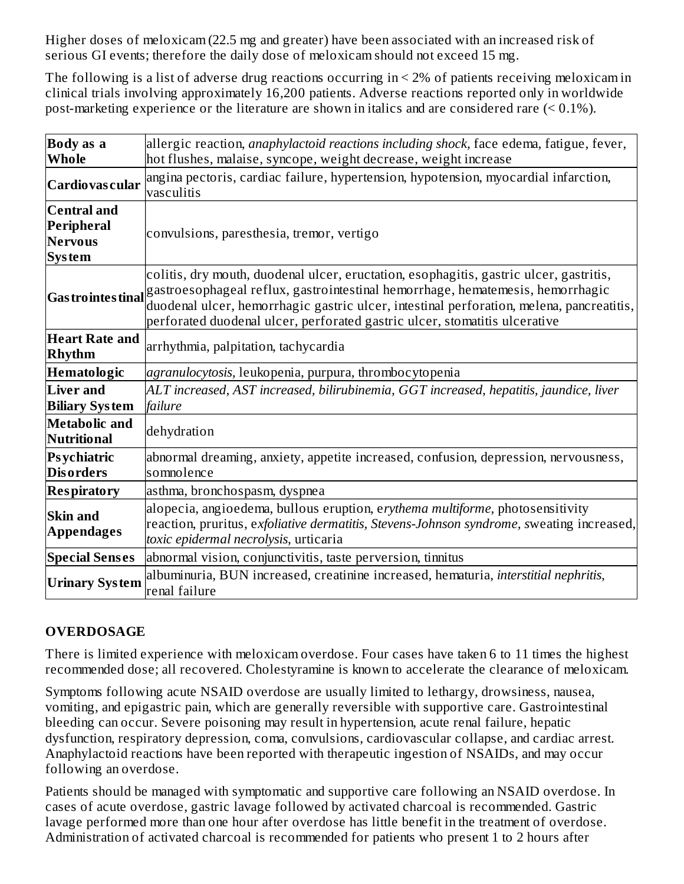Higher doses of meloxicam (22.5 mg and greater) have been associated with an increased risk of serious GI events; therefore the daily dose of meloxicam should not exceed 15 mg.

The following is a list of adverse drug reactions occurring in < 2% of patients receiving meloxicam in clinical trials involving approximately 16,200 patients. Adverse reactions reported only in worldwide post-marketing experience or the literature are shown in italics and are considered rare (< 0.1%).

| | |
|---|---|
| **Body as a Whole** | allergic reaction, *anaphylactoid reactions including shock*, face edema, fatigue, fever, hot flushes, malaise, syncope, weight decrease, weight increase |
| **Cardiovascular** | angina pectoris, cardiac failure, hypertension, hypotension, myocardial infarction, vasculitis |
| **Central and Peripheral Nervous System** | convulsions, paresthesia, tremor, vertigo |
| **Gastrointestinal** | colitis, dry mouth, duodenal ulcer, eructation, esophagitis, gastric ulcer, gastritis, gastroesophageal reflux, gastrointestinal hemorrhage, hematemesis, hemorrhagic duodenal ulcer, hemorrhagic gastric ulcer, intestinal perforation, melena, pancreatitis, perforated duodenal ulcer, perforated gastric ulcer, stomatitis ulcerative |
| **Heart Rate and Rhythm** | arrhythmia, palpitation, tachycardia |
| **Hematologic** | *agranulocytosis*, leukopenia, purpura, thrombocytopenia |
| **Liver and Biliary System** | *ALT increased, AST increased, bilirubinemia, GGT increased, hepatitis, jaundice, liver failure* |
| **Metabolic and Nutritional** | dehydration |
| **Psychiatric Disorders** | abnormal dreaming, anxiety, appetite increased, confusion, depression, nervousness, somnolence |
| **Respiratory** | asthma, bronchospasm, dyspnea |
| **Skin and Appendages** | alopecia, angioedema, bullous eruption, *erythema multiforme*, photosensitivity reaction, pruritus, *exfoliative dermatitis*, *Stevens-Johnson syndrome*, sweating increased, *toxic epidermal necrolysis*, urticaria |
| **Special Senses** | abnormal vision, conjunctivitis, taste perversion, tinnitus |
| **Urinary System** | albuminuria, BUN increased, creatinine increased, hematuria, *interstitial nephritis*, renal failure |

## OVERDOSAGE

There is limited experience with meloxicam overdose. Four cases have taken 6 to 11 times the highest recommended dose; all recovered. Cholestyramine is known to accelerate the clearance of meloxicam.

Symptoms following acute NSAID overdose are usually limited to lethargy, drowsiness, nausea, vomiting, and epigastric pain, which are generally reversible with supportive care. Gastrointestinal bleeding can occur. Severe poisoning may result in hypertension, acute renal failure, hepatic dysfunction, respiratory depression, coma, convulsions, cardiovascular collapse, and cardiac arrest. Anaphylactoid reactions have been reported with therapeutic ingestion of NSAIDs, and may occur following an overdose.

Patients should be managed with symptomatic and supportive care following an NSAID overdose. In cases of acute overdose, gastric lavage followed by activated charcoal is recommended. Gastric lavage performed more than one hour after overdose has little benefit in the treatment of overdose. Administration of activated charcoal is recommended for patients who present 1 to 2 hours after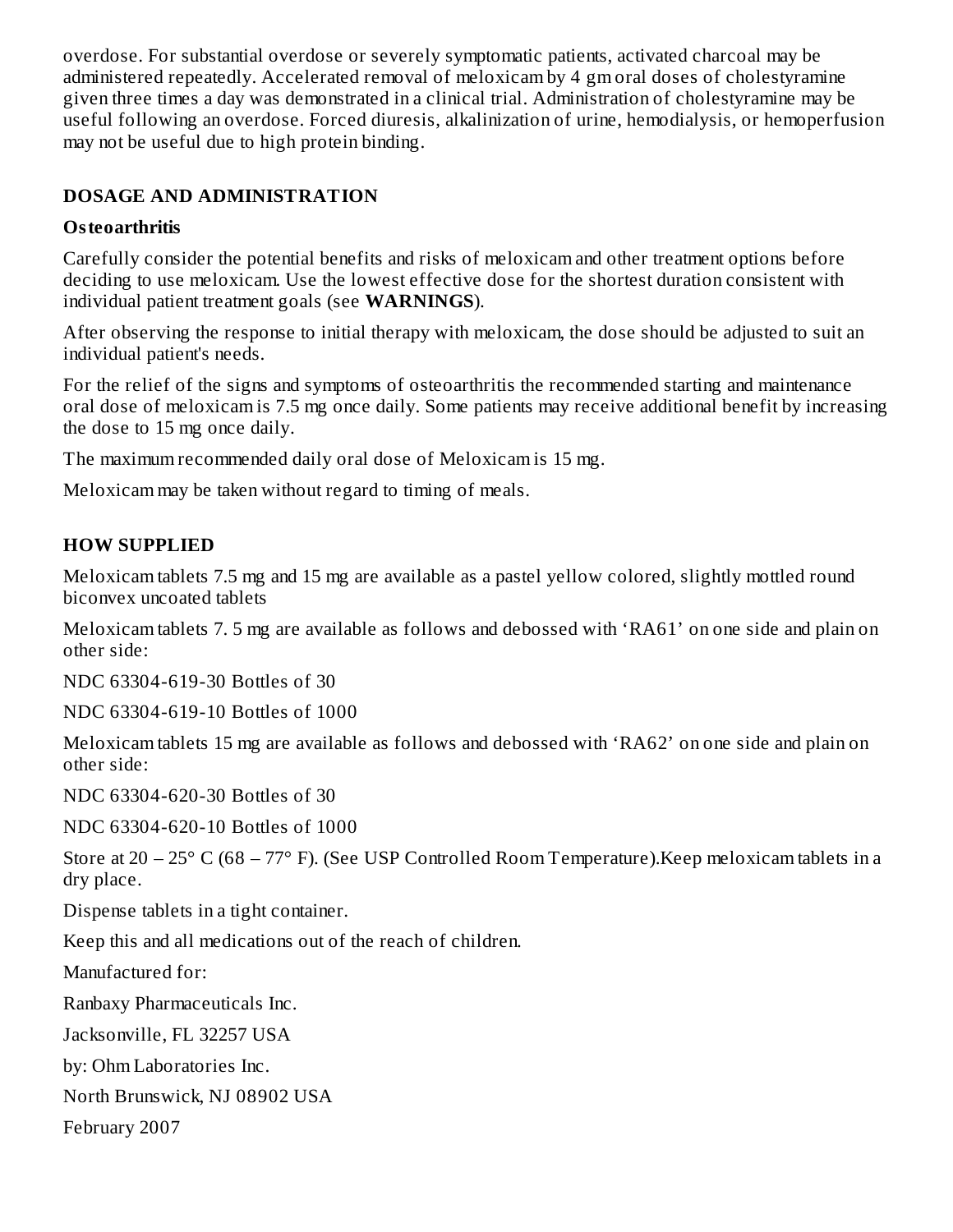overdose. For substantial overdose or severely symptomatic patients, activated charcoal may be administered repeatedly. Accelerated removal of meloxicam by 4 gm oral doses of cholestyramine given three times a day was demonstrated in a clinical trial. Administration of cholestyramine may be useful following an overdose. Forced diuresis, alkalinization of urine, hemodialysis, or hemoperfusion may not be useful due to high protein binding.

## DOSAGE AND ADMINISTRATION

### Osteoarthritis

Carefully consider the potential benefits and risks of meloxicam and other treatment options before deciding to use meloxicam. Use the lowest effective dose for the shortest duration consistent with individual patient treatment goals (see **WARNINGS**).

After observing the response to initial therapy with meloxicam, the dose should be adjusted to suit an individual patient's needs.

For the relief of the signs and symptoms of osteoarthritis the recommended starting and maintenance oral dose of meloxicam is 7.5 mg once daily. Some patients may receive additional benefit by increasing the dose to 15 mg once daily.

The maximum recommended daily oral dose of Meloxicam is 15 mg.

Meloxicam may be taken without regard to timing of meals.

## HOW SUPPLIED

Meloxicam tablets 7.5 mg and 15 mg are available as a pastel yellow colored, slightly mottled round biconvex uncoated tablets

Meloxicam tablets 7. 5 mg are available as follows and debossed with 'RA61' on one side and plain on other side:

NDC 63304-619-30 Bottles of 30

NDC 63304-619-10 Bottles of 1000

Meloxicam tablets 15 mg are available as follows and debossed with 'RA62' on one side and plain on other side:

NDC 63304-620-30 Bottles of 30

NDC 63304-620-10 Bottles of 1000

Store at 20 – 25° C (68 – 77° F). (See USP Controlled Room Temperature).Keep meloxicam tablets in a dry place.

Dispense tablets in a tight container.

Keep this and all medications out of the reach of children.

Manufactured for:

Ranbaxy Pharmaceuticals Inc.

Jacksonville, FL 32257 USA

by: Ohm Laboratories Inc.

North Brunswick, NJ 08902 USA

February 2007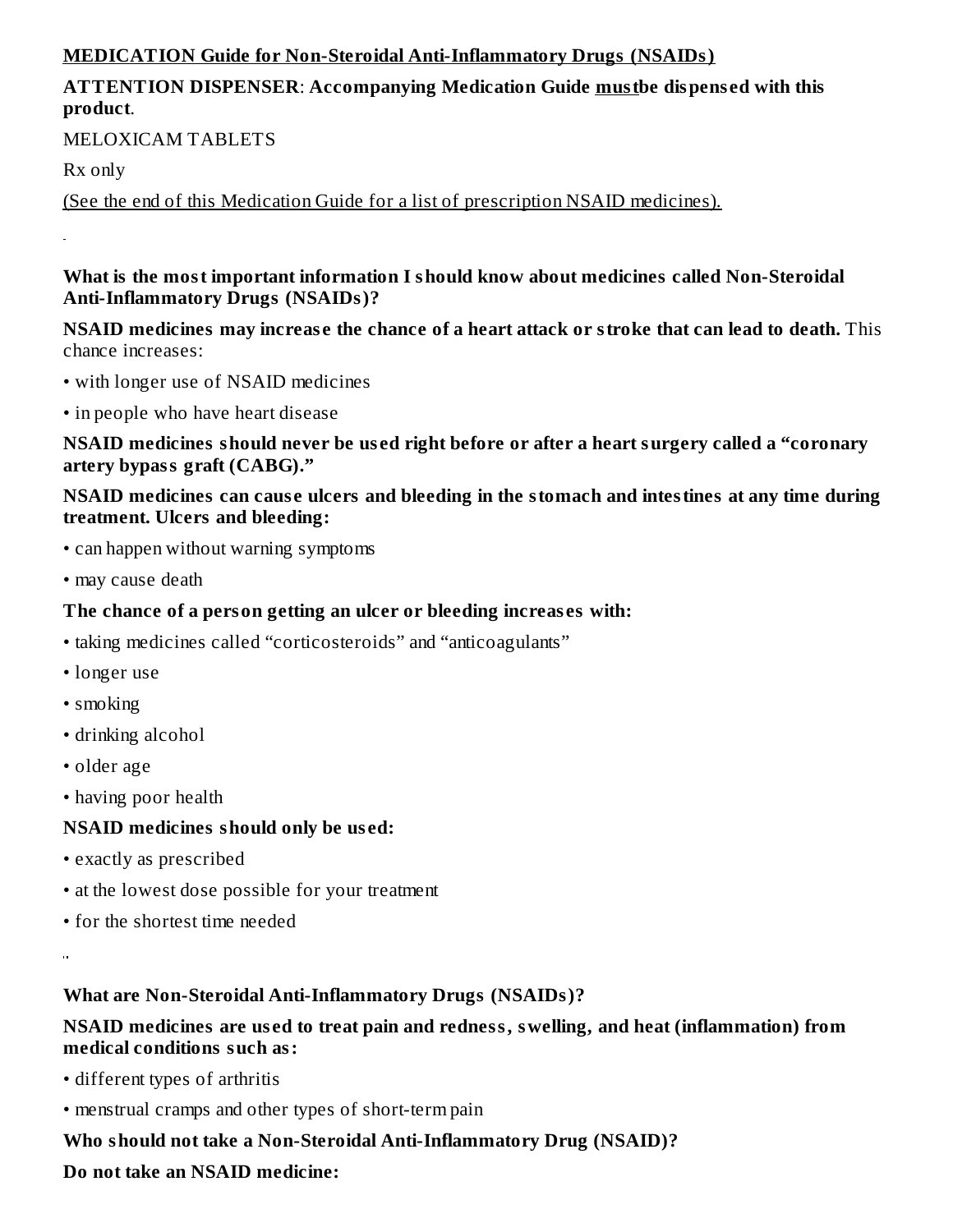**MEDICATION Guide for Non-Steroidal Anti-Inflammatory Drugs (NSAIDs)**

**ATTENTION DISPENSER**: **Accompanying Medication Guide must be dispensed with this product**.

MELOXICAM TABLETS

Rx only

(See the end of this Medication Guide for a list of prescription NSAID medicines).

**What is the most important information I should know about medicines called Non-Steroidal Anti-Inflammatory Drugs (NSAIDs)?**

**NSAID medicines may increase the chance of a heart attack or stroke that can lead to death.** This chance increases:

- with longer use of NSAID medicines
- in people who have heart disease

**NSAID medicines should never be used right before or after a heart surgery called a "coronary artery bypass graft (CABG)."**

**NSAID medicines can cause ulcers and bleeding in the stomach and intestines at any time during treatment. Ulcers and bleeding:**

- can happen without warning symptoms
- may cause death

**The chance of a person getting an ulcer or bleeding increases with:**

- taking medicines called "corticosteroids" and "anticoagulants"
- longer use
- smoking
- drinking alcohol
- older age
- having poor health

**NSAID medicines should only be used:**

- exactly as prescribed
- at the lowest dose possible for your treatment
- for the shortest time needed

**What are Non-Steroidal Anti-Inflammatory Drugs (NSAIDs)?**

**NSAID medicines are used to treat pain and redness, swelling, and heat (inflammation) from medical conditions such as:**

- different types of arthritis
- menstrual cramps and other types of short-term pain

**Who should not take a Non-Steroidal Anti-Inflammatory Drug (NSAID)?**

**Do not take an NSAID medicine:**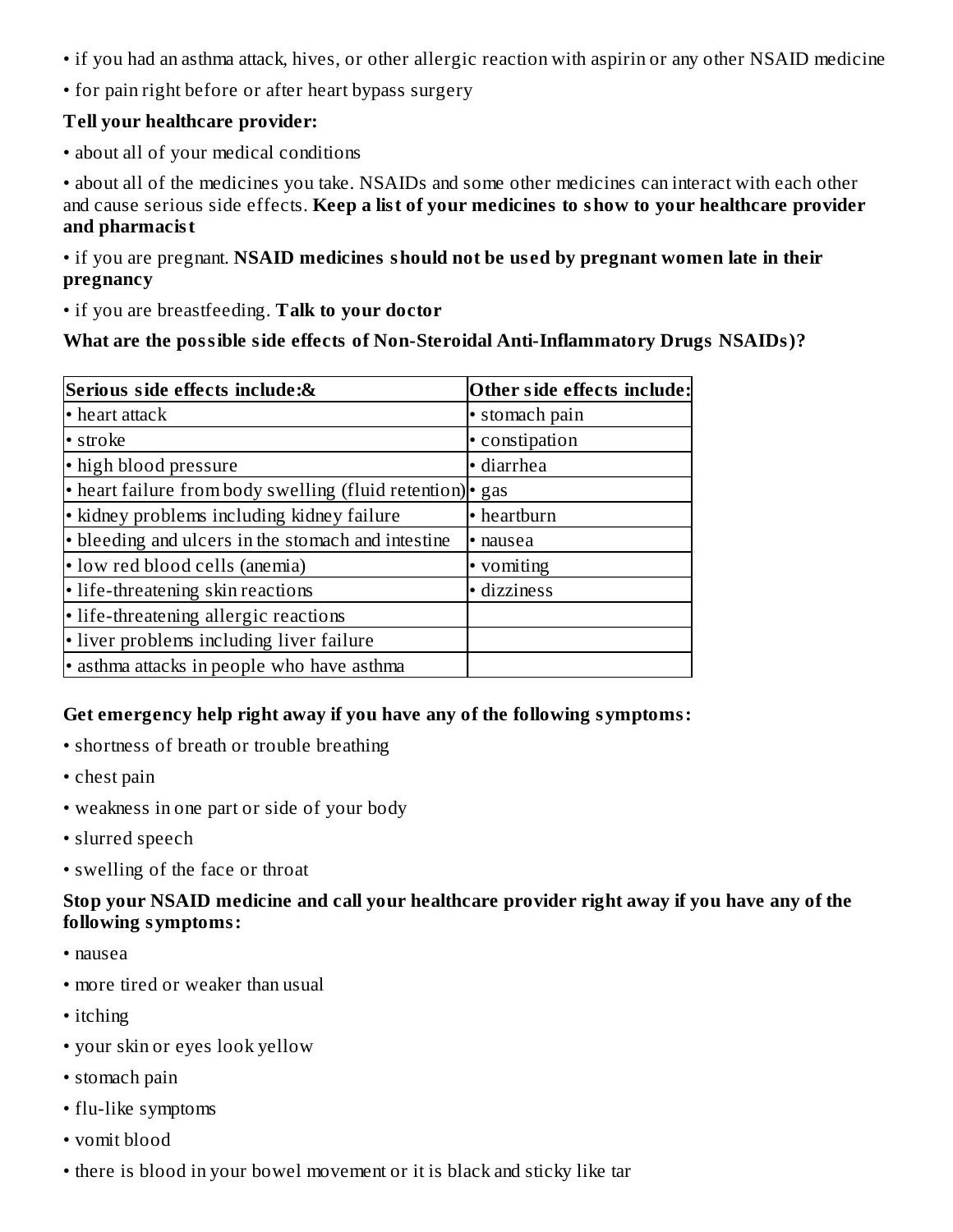- if you had an asthma attack, hives, or other allergic reaction with aspirin or any other NSAID medicine
- for pain right before or after heart bypass surgery

**Tell your healthcare provider:**

- about all of your medical conditions
- about all of the medicines you take. NSAIDs and some other medicines can interact with each other and cause serious side effects. **Keep a list of your medicines to show to your healthcare provider and pharmacist**
- if you are pregnant. **NSAID medicines should not be used by pregnant women late in their pregnancy**
- if you are breastfeeding. **Talk to your doctor**

**What are the possible side effects of Non-Steroidal Anti-Inflammatory Drugs NSAIDs)?**

| **Serious side effects include:&** | **Other side effects include:** |
|---|---|
| • heart attack | • stomach pain |
| • stroke | • constipation |
| • high blood pressure | • diarrhea |
| • heart failure from body swelling (fluid retention) | • gas |
| • kidney problems including kidney failure | • heartburn |
| • bleeding and ulcers in the stomach and intestine | • nausea |
| • low red blood cells (anemia) | • vomiting |
| • life-threatening skin reactions | • dizziness |
| • life-threatening allergic reactions | |
| • liver problems including liver failure | |
| • asthma attacks in people who have asthma | |

**Get emergency help right away if you have any of the following symptoms:**

- shortness of breath or trouble breathing
- chest pain
- weakness in one part or side of your body
- slurred speech
- swelling of the face or throat

**Stop your NSAID medicine and call your healthcare provider right away if you have any of the following symptoms:**

- nausea
- more tired or weaker than usual
- itching
- your skin or eyes look yellow
- stomach pain
- flu-like symptoms
- vomit blood
- there is blood in your bowel movement or it is black and sticky like tar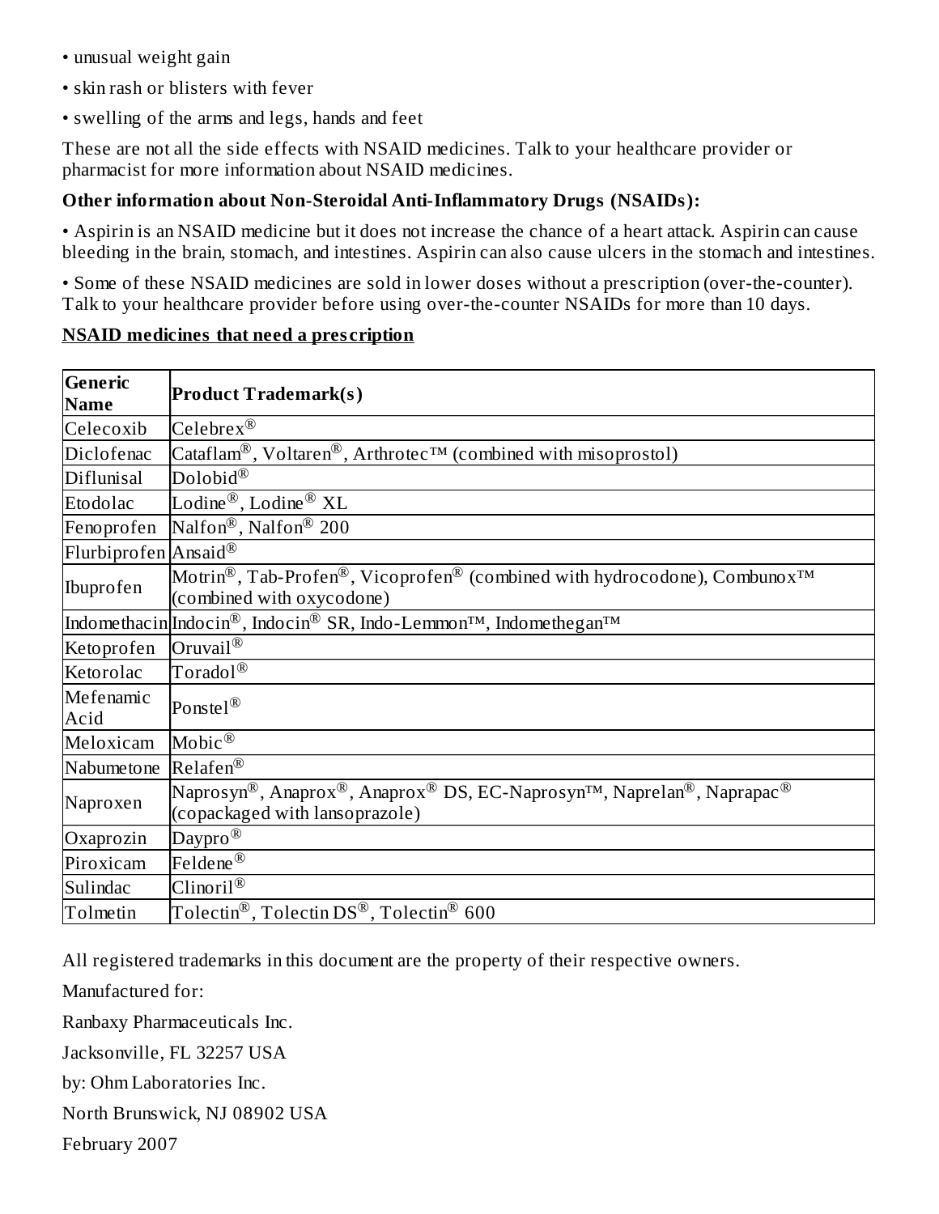- unusual weight gain
- skin rash or blisters with fever
- swelling of the arms and legs, hands and feet

These are not all the side effects with NSAID medicines. Talk to your healthcare provider or pharmacist for more information about NSAID medicines.

**Other information about Non-Steroidal Anti-Inflammatory Drugs (NSAIDs):**

- Aspirin is an NSAID medicine but it does not increase the chance of a heart attack. Aspirin can cause bleeding in the brain, stomach, and intestines. Aspirin can also cause ulcers in the stomach and intestines.
- Some of these NSAID medicines are sold in lower doses without a prescription (over-the-counter). Talk to your healthcare provider before using over-the-counter NSAIDs for more than 10 days.

**NSAID medicines that need a prescription**

| Generic Name | Product Trademark(s) |
|---|---|
| Celecoxib | Celebrex® |
| Diclofenac | Cataflam®, Voltaren®, Arthrotec™ (combined with misoprostol) |
| Diflunisal | Dolobid® |
| Etodolac | Lodine®, Lodine® XL |
| Fenoprofen | Nalfon®, Nalfon® 200 |
| Flurbiprofen | Ansaid® |
| Ibuprofen | Motrin®, Tab-Profen®, Vicoprofen® (combined with hydrocodone), Combunox™ (combined with oxycodone) |
| Indomethacin | Indocin®, Indocin® SR, Indo-Lemmon™, Indomethegan™ |
| Ketoprofen | Oruvail® |
| Ketorolac | Toradol® |
| Mefenamic Acid | Ponstel® |
| Meloxicam | Mobic® |
| Nabumetone | Relafen® |
| Naproxen | Naprosyn®, Anaprox®, Anaprox® DS, EC-Naprosyn™, Naprelan®, Naprapac® (copackaged with lansoprazole) |
| Oxaprozin | Daypro® |
| Piroxicam | Feldene® |
| Sulindac | Clinoril® |
| Tolmetin | Tolectin®, Tolectin DS®, Tolectin® 600 |

All registered trademarks in this document are the property of their respective owners.

Manufactured for:

Ranbaxy Pharmaceuticals Inc.

Jacksonville, FL 32257 USA

by: Ohm Laboratories Inc.

North Brunswick, NJ 08902 USA

February 2007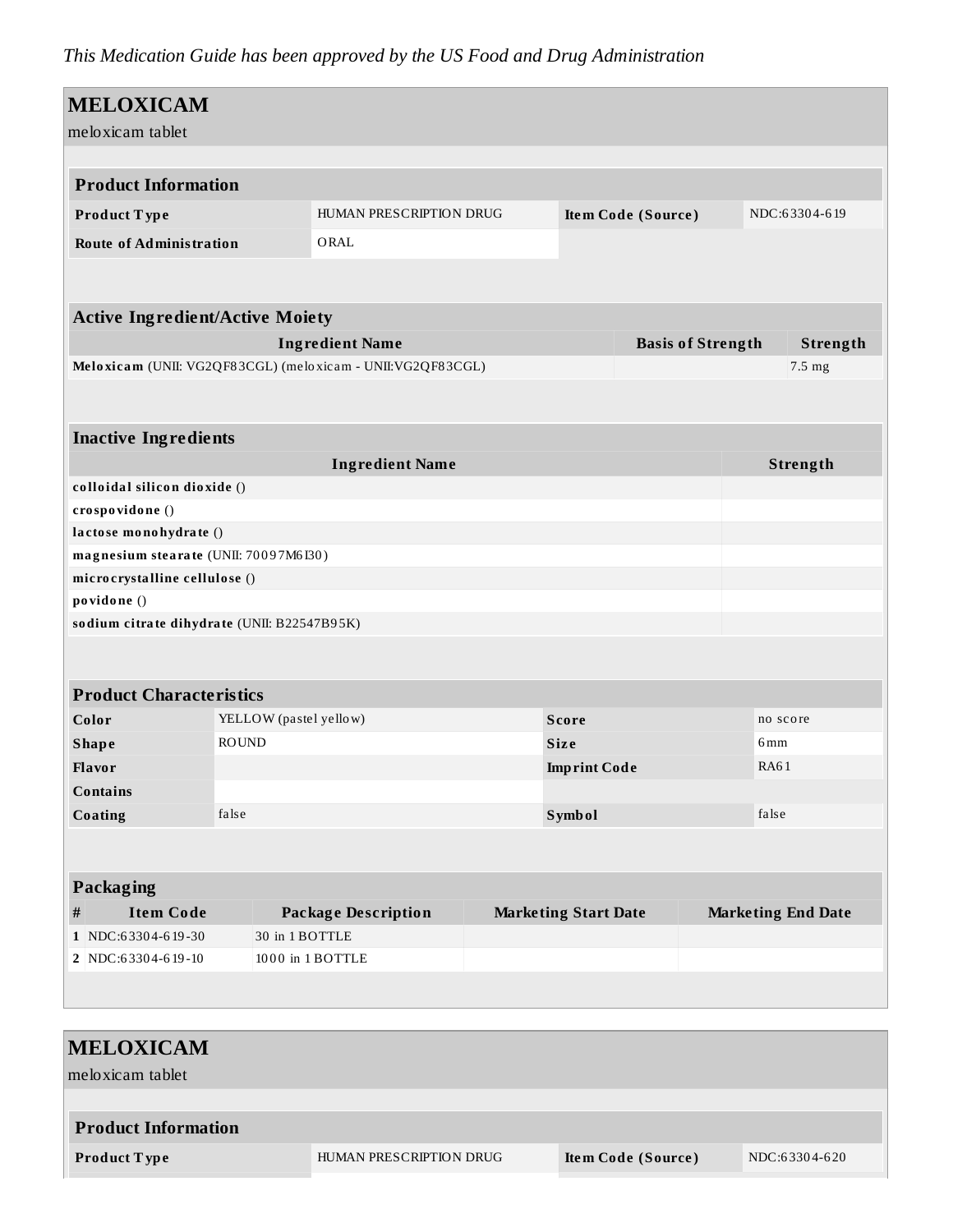*This Medication Guide has been approved by the US Food and Drug Administration*

## MELOXICAM

meloxicam tablet

| **Product Information** | | | |
|---|---|---|---|
| **Product Type** | HUMAN PRESCRIPTION DRUG | **Item Code (Source)** | NDC:63304-619 |
| **Route of Administration** | ORAL | | |

| **Active Ingredient/Active Moiety** | | |
|---|---|---|
| **Ingredient Name** | **Basis of Strength** | **Strength** |
| **Meloxicam** (UNII: VG2QF83CGL) (meloxicam - UNII:VG2QF83CGL) | | 7.5 mg |

| **Inactive Ingredients** | |
|---|---|
| **Ingredient Name** | **Strength** |
| **colloidal silicon dioxide** () | |
| **crospovidone** () | |
| **lactose monohydrate** () | |
| **magnesium stearate** (UNII: 70097M6I30) | |
| **microcrystalline cellulose** () | |
| **povidone** () | |
| **sodium citrate dihydrate** (UNII: B22547B95K) | |

| **Product Characteristics** | | | |
|---|---|---|---|
| **Color** | YELLOW (pastel yellow) | **Score** | no score |
| **Shape** | ROUND | **Size** | 6mm |
| **Flavor** | | **Imprint Code** | RA61 |
| **Contains** | | | |
| **Coating** | false | **Symbol** | false |

| **Packaging** | | | | |
|---|---|---|---|---|
| **#** | **Item Code** | **Package Description** | **Marketing Start Date** | **Marketing End Date** |
| **1** | NDC:63304-619-30 | 30 in 1 BOTTLE | | |
| **2** | NDC:63304-619-10 | 1000 in 1 BOTTLE | | |

## MELOXICAM

meloxicam tablet

| **Product Information** | | | |
|---|---|---|---|
| **Product Type** | HUMAN PRESCRIPTION DRUG | **Item Code (Source)** | NDC:63304-620 |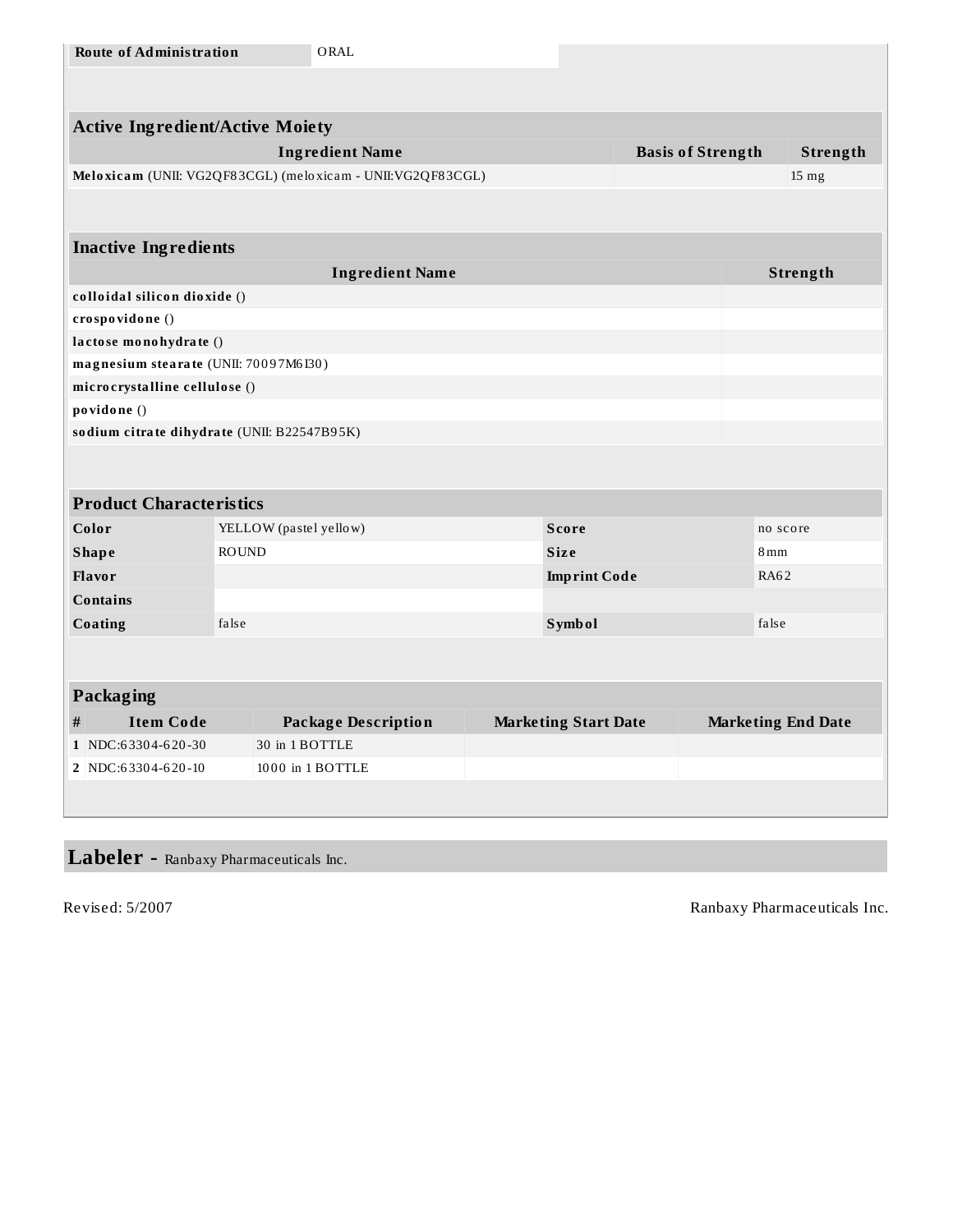| Route of Administration | ORAL |
| --- | --- |

| Active Ingredient/Active Moiety | | |
| --- | --- | --- |
| **Ingredient Name** | **Basis of Strength** | **Strength** |
| **Meloxicam** (UNII: VG2QF83CGL) (meloxicam - UNII:VG2QF83CGL) | | 15 mg |

| Inactive Ingredients | |
| --- | --- |
| **Ingredient Name** | **Strength** |
| **colloidal silicon dioxide** () | |
| **crospovidone** () | |
| **lactose monohydrate** () | |
| **magnesium stearate** (UNII: 70097M6I30) | |
| **microcrystalline cellulose** () | |
| **povidone** () | |
| **sodium citrate dihydrate** (UNII: B22547B95K) | |

| Product Characteristics | | | |
| --- | --- | --- | --- |
| **Color** | YELLOW (pastel yellow) | **Score** | no score |
| **Shape** | ROUND | **Size** | 8mm |
| **Flavor** | | **Imprint Code** | RA62 |
| **Contains** | | | |
| **Coating** | false | **Symbol** | false |

| Packaging | | | | |
| --- | --- | --- | --- | --- |
| **#** | **Item Code** | **Package Description** | **Marketing Start Date** | **Marketing End Date** |
| **1** | NDC:63304-620-30 | 30 in 1 BOTTLE | | |
| **2** | NDC:63304-620-10 | 1000 in 1 BOTTLE | | |

## Labeler - Ranbaxy Pharmaceuticals Inc.

Revised: 5/2007

Ranbaxy Pharmaceuticals Inc.